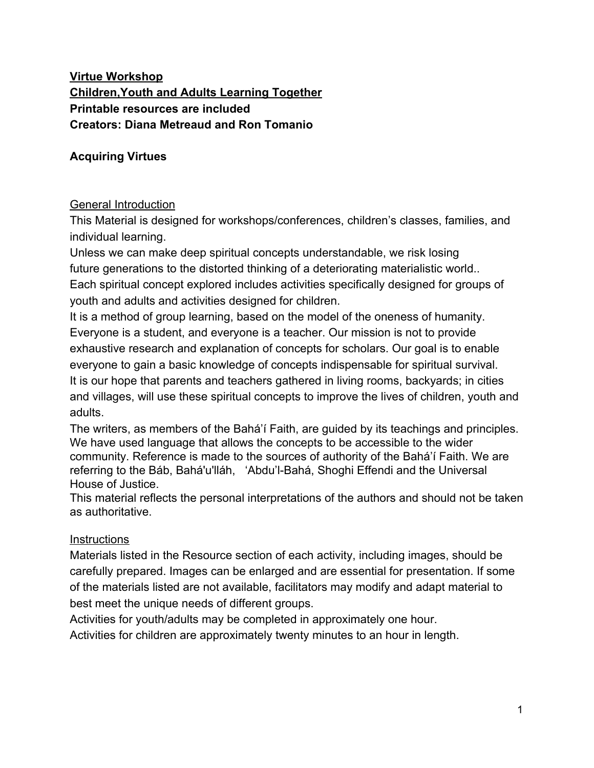**<u>Virtue Workshop</u>**
**<u>Children,Youth and Adults Learning Together</u>**
**Printable resources are included**
**Creators: Diana Metreaud and Ron Tomanio**

**Acquiring Virtues**

<u>General Introduction</u>

This Material is designed for workshops/conferences, children's classes, families, and individual learning.
Unless we can make deep spiritual concepts understandable, we risk losing future generations to the distorted thinking of a deteriorating materialistic world..
Each spiritual concept explored includes activities specifically designed for groups of youth and adults and activities designed for children.
It is a method of group learning, based on the model of the oneness of humanity. Everyone is a student, and everyone is a teacher. Our mission is not to provide exhaustive research and explanation of concepts for scholars. Our goal is to enable everyone to gain a basic knowledge of concepts indispensable for spiritual survival.
It is our hope that parents and teachers gathered in living rooms, backyards; in cities and villages, will use these spiritual concepts to improve the lives of children, youth and adults.
The writers, as members of the Bahá'í Faith, are guided by its teachings and principles. We have used language that allows the concepts to be accessible to the wider community. Reference is made to the sources of authority of the Bahá'í Faith. We are referring to the Báb, Bahá'u'lláh, 'Abdu'l-Bahá, Shoghi Effendi and the Universal House of Justice.
This material reflects the personal interpretations of the authors and should not be taken as authoritative.

<u>Instructions</u>

Materials listed in the Resource section of each activity, including images, should be carefully prepared. Images can be enlarged and are essential for presentation. If some of the materials listed are not available, facilitators may modify and adapt material to best meet the unique needs of different groups.
Activities for youth/adults may be completed in approximately one hour.
Activities for children are approximately twenty minutes to an hour in length.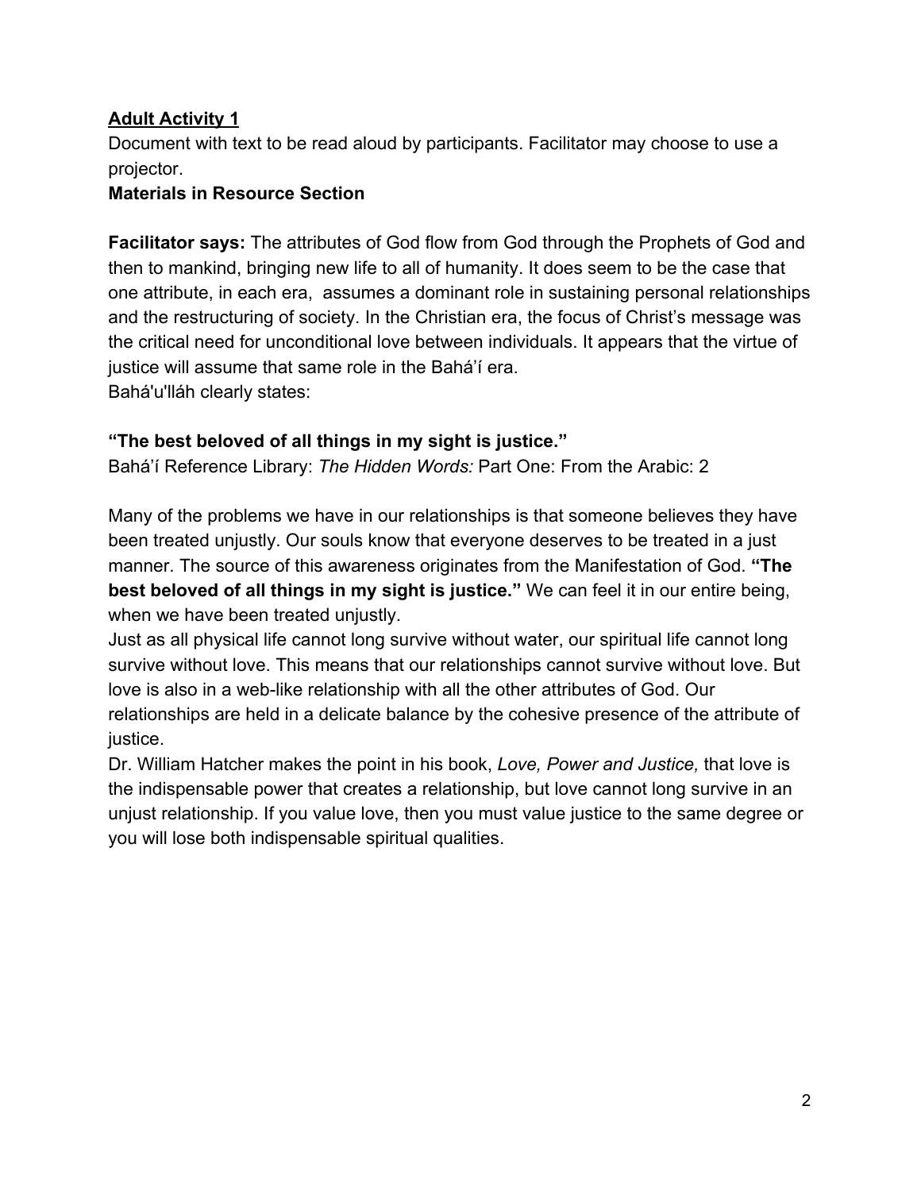**Adult Activity 1**

Document with text to be read aloud by participants. Facilitator may choose to use a projector.

**Materials in Resource Section**

**Facilitator says:** The attributes of God flow from God through the Prophets of God and then to mankind, bringing new life to all of humanity. It does seem to be the case that one attribute, in each era, assumes a dominant role in sustaining personal relationships and the restructuring of society. In the Christian era, the focus of Christ's message was the critical need for unconditional love between individuals. It appears that the virtue of justice will assume that same role in the Bahá'í era.
Bahá'u'lláh clearly states:

**"The best beloved of all things in my sight is justice."**
Bahá'í Reference Library: *The Hidden Words:* Part One: From the Arabic: 2

Many of the problems we have in our relationships is that someone believes they have been treated unjustly. Our souls know that everyone deserves to be treated in a just manner. The source of this awareness originates from the Manifestation of God. **"The best beloved of all things in my sight is justice."** We can feel it in our entire being, when we have been treated unjustly.
Just as all physical life cannot long survive without water, our spiritual life cannot long survive without love. This means that our relationships cannot survive without love. But love is also in a web-like relationship with all the other attributes of God. Our relationships are held in a delicate balance by the cohesive presence of the attribute of justice.
Dr. William Hatcher makes the point in his book, *Love, Power and Justice,* that love is the indispensable power that creates a relationship, but love cannot long survive in an unjust relationship. If you value love, then you must value justice to the same degree or you will lose both indispensable spiritual qualities.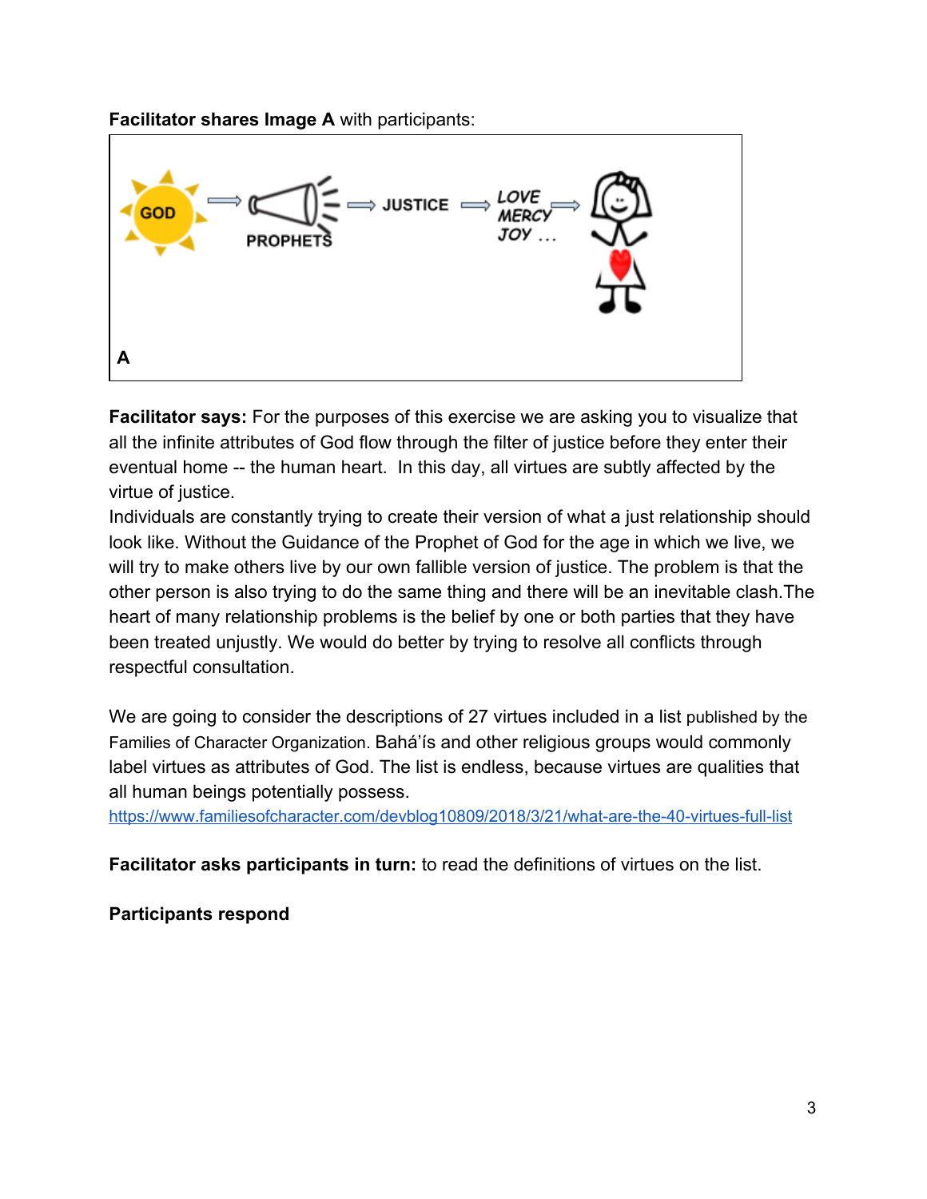**Facilitator shares Image A** with participants:

**Facilitator says:** For the purposes of this exercise we are asking you to visualize that all the infinite attributes of God flow through the filter of justice before they enter their eventual home -- the human heart. In this day, all virtues are subtly affected by the virtue of justice.
Individuals are constantly trying to create their version of what a just relationship should look like. Without the Guidance of the Prophet of God for the age in which we live, we will try to make others live by our own fallible version of justice. The problem is that the other person is also trying to do the same thing and there will be an inevitable clash.The heart of many relationship problems is the belief by one or both parties that they have been treated unjustly. We would do better by trying to resolve all conflicts through respectful consultation.

We are going to consider the descriptions of 27 virtues included in a list published by the Families of Character Organization. Bahá'ís and other religious groups would commonly label virtues as attributes of God. The list is endless, because virtues are qualities that all human beings potentially possess.
https://www.familiesofcharacter.com/devblog10809/2018/3/21/what-are-the-40-virtues-full-list

**Facilitator asks participants in turn:** to read the definitions of virtues on the list.

**Participants respond**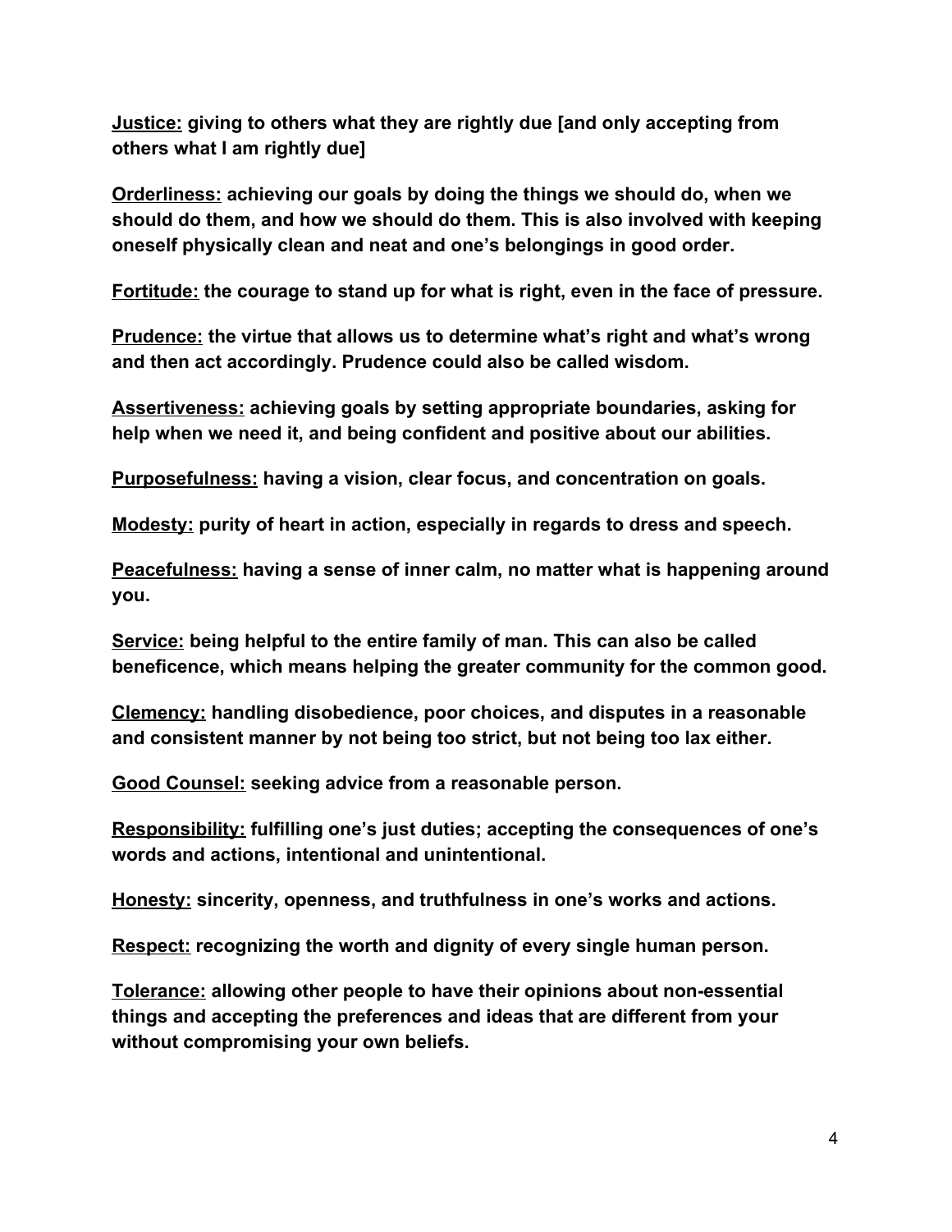**<u>Justice:</u> giving to others what they are rightly due [and only accepting from others what I am rightly due]**

**<u>Orderliness:</u> achieving our goals by doing the things we should do, when we should do them, and how we should do them. This is also involved with keeping oneself physically clean and neat and one's belongings in good order.**

**<u>Fortitude:</u> the courage to stand up for what is right, even in the face of pressure.**

**<u>Prudence:</u> the virtue that allows us to determine what's right and what's wrong and then act accordingly. Prudence could also be called wisdom.**

**<u>Assertiveness:</u> achieving goals by setting appropriate boundaries, asking for help when we need it, and being confident and positive about our abilities.**

**<u>Purposefulness:</u> having a vision, clear focus, and concentration on goals.**

**<u>Modesty:</u> purity of heart in action, especially in regards to dress and speech.**

**<u>Peacefulness:</u> having a sense of inner calm, no matter what is happening around you.**

**<u>Service:</u> being helpful to the entire family of man. This can also be called beneficence, which means helping the greater community for the common good.**

**<u>Clemency:</u> handling disobedience, poor choices, and disputes in a reasonable and consistent manner by not being too strict, but not being too lax either.**

**<u>Good Counsel:</u> seeking advice from a reasonable person.**

**<u>Responsibility:</u> fulfilling one's just duties; accepting the consequences of one's words and actions, intentional and unintentional.**

**<u>Honesty:</u> sincerity, openness, and truthfulness in one's works and actions.**

**<u>Respect:</u> recognizing the worth and dignity of every single human person.**

**<u>Tolerance:</u> allowing other people to have their opinions about non-essential things and accepting the preferences and ideas that are different from your without compromising your own beliefs.**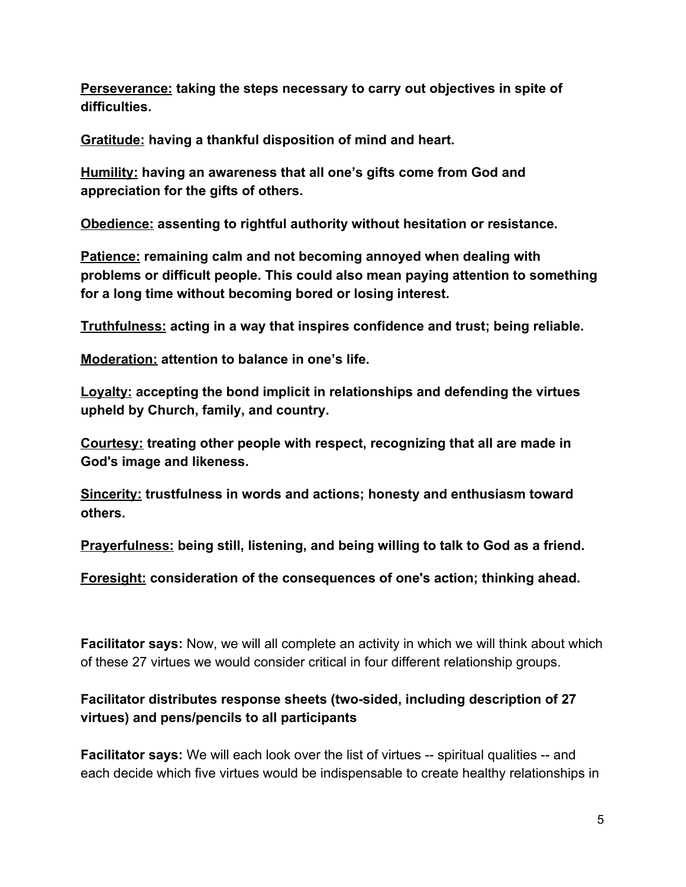**<u>Perseverance:</u> taking the steps necessary to carry out objectives in spite of difficulties.**

**<u>Gratitude:</u> having a thankful disposition of mind and heart.**

**<u>Humility:</u> having an awareness that all one's gifts come from God and appreciation for the gifts of others.**

**<u>Obedience:</u> assenting to rightful authority without hesitation or resistance.**

**<u>Patience:</u> remaining calm and not becoming annoyed when dealing with problems or difficult people. This could also mean paying attention to something for a long time without becoming bored or losing interest.**

**<u>Truthfulness:</u> acting in a way that inspires confidence and trust; being reliable.**

**<u>Moderation:</u> attention to balance in one's life.**

**<u>Loyalty:</u> accepting the bond implicit in relationships and defending the virtues upheld by Church, family, and country.**

**<u>Courtesy:</u> treating other people with respect, recognizing that all are made in God's image and likeness.**

**<u>Sincerity:</u> trustfulness in words and actions; honesty and enthusiasm toward others.**

**<u>Prayerfulness:</u> being still, listening, and being willing to talk to God as a friend.**

**<u>Foresight:</u> consideration of the consequences of one's action; thinking ahead.**

**Facilitator says:** Now, we will all complete an activity in which we will think about which of these 27 virtues we would consider critical in four different relationship groups.

**Facilitator distributes response sheets (two-sided, including description of 27 virtues) and pens/pencils to all participants**

**Facilitator says:** We will each look over the list of virtues -- spiritual qualities -- and each decide which five virtues would be indispensable to create healthy relationships in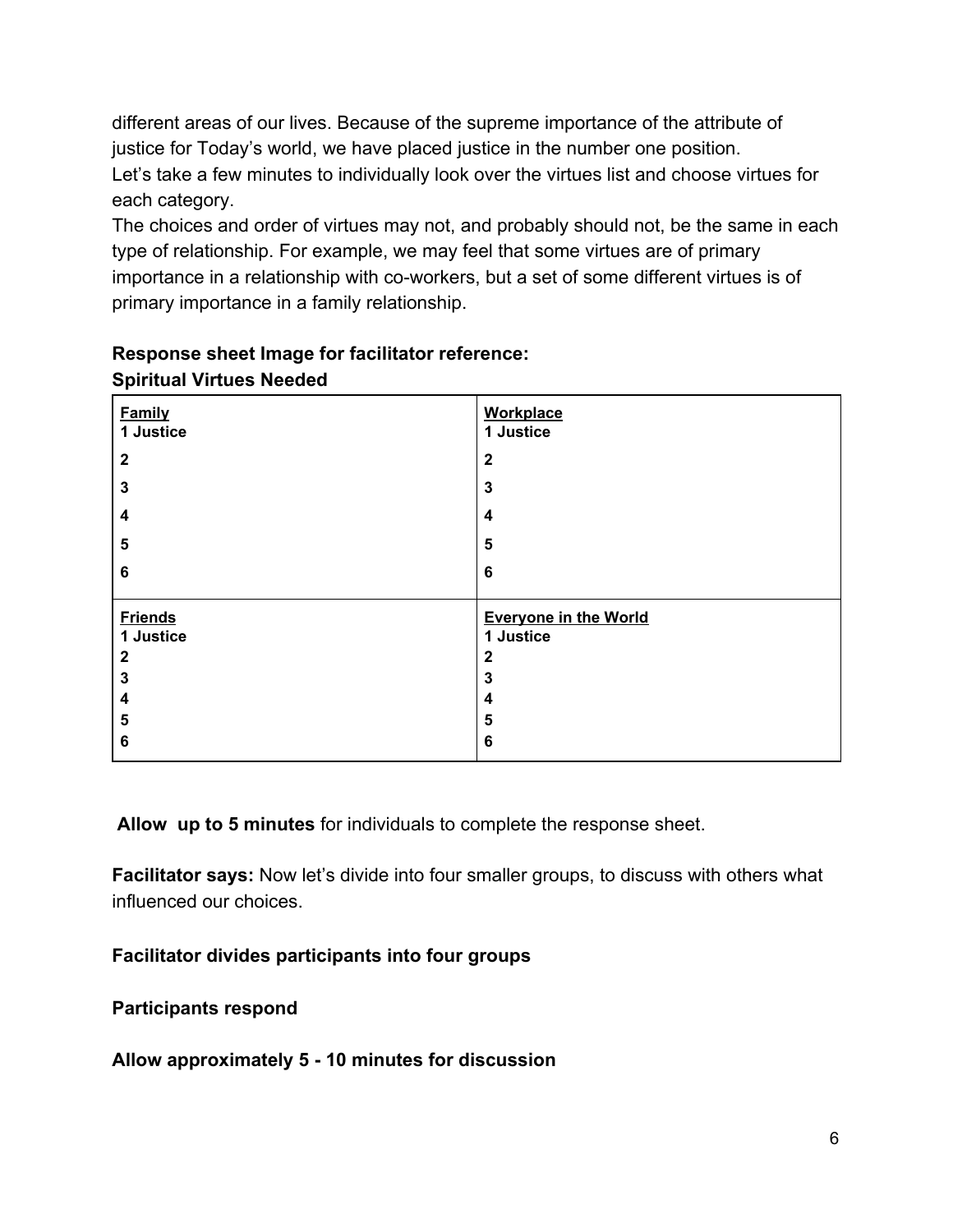different areas of our lives. Because of the supreme importance of the attribute of justice for Today's world, we have placed justice in the number one position.
Let's take a few minutes to individually look over the virtues list and choose virtues for each category.
The choices and order of virtues may not, and probably should not, be the same in each type of relationship. For example, we may feel that some virtues are of primary importance in a relationship with co-workers, but a set of some different virtues is of primary importance in a family relationship.

**Response sheet Image for facilitator reference:**
**Spiritual Virtues Needed**

| **Family** | **Workplace** |
|---|---|
| **1 Justice** | **1 Justice** |
| **2** | **2** |
| **3** | **3** |
| **4** | **4** |
| **5** | **5** |
| **6** | **6** |
| **Friends** | **Everyone in the World** |
| **1 Justice** | **1 Justice** |
| **2** | **2** |
| **3** | **3** |
| **4** | **4** |
| **5** | **5** |
| **6** | **6** |

**Allow up to 5 minutes** for individuals to complete the response sheet.

**Facilitator says:** Now let's divide into four smaller groups, to discuss with others what influenced our choices.

**Facilitator divides participants into four groups**

**Participants respond**

**Allow approximately 5 - 10 minutes for discussion**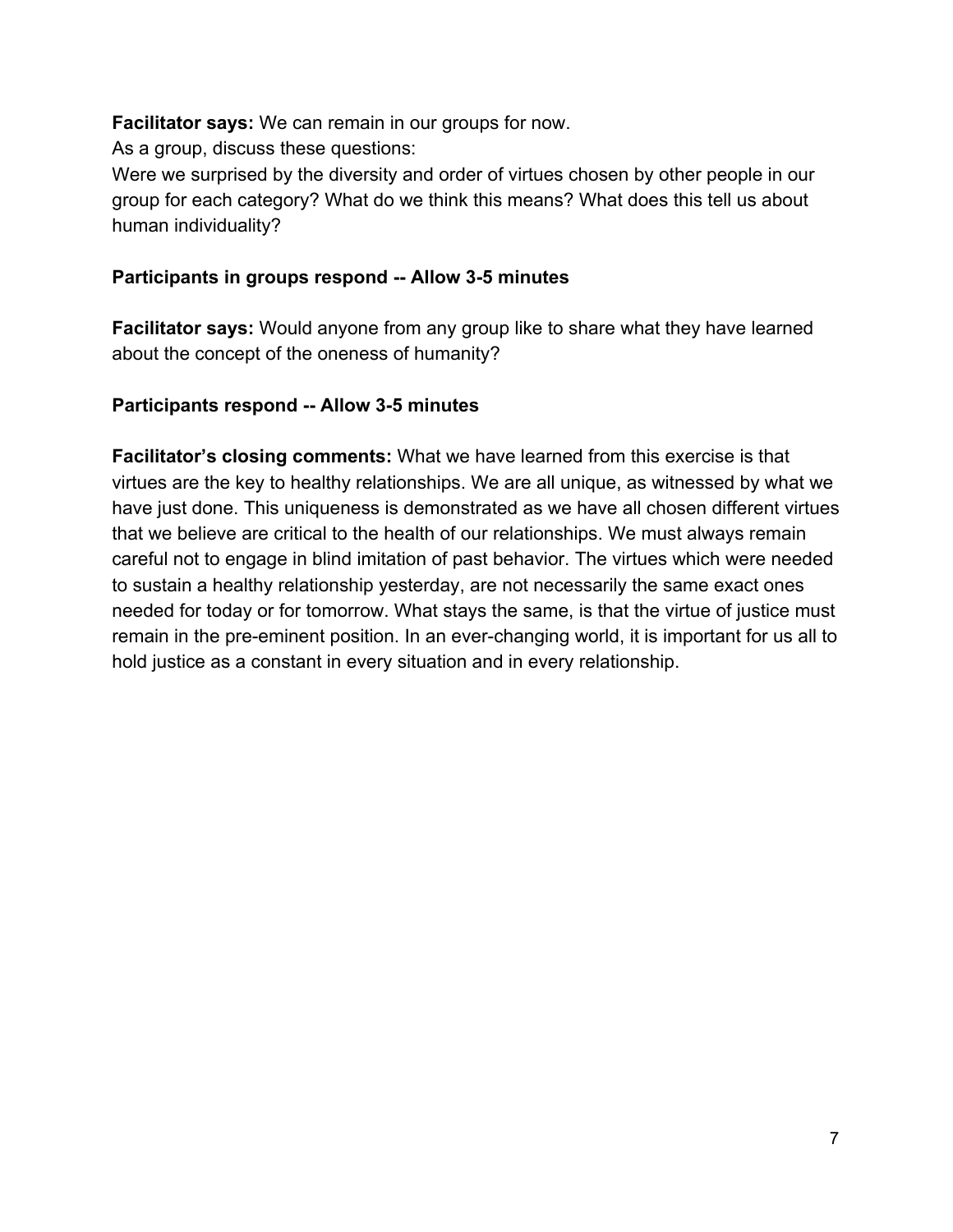**Facilitator says:** We can remain in our groups for now.
As a group, discuss these questions:
Were we surprised by the diversity and order of virtues chosen by other people in our group for each category? What do we think this means? What does this tell us about human individuality?

**Participants in groups respond -- Allow 3-5 minutes**

**Facilitator says:** Would anyone from any group like to share what they have learned about the concept of the oneness of humanity?

**Participants respond -- Allow 3-5 minutes**

**Facilitator's closing comments:** What we have learned from this exercise is that virtues are the key to healthy relationships. We are all unique, as witnessed by what we have just done. This uniqueness is demonstrated as we have all chosen different virtues that we believe are critical to the health of our relationships. We must always remain careful not to engage in blind imitation of past behavior. The virtues which were needed to sustain a healthy relationship yesterday, are not necessarily the same exact ones needed for today or for tomorrow. What stays the same, is that the virtue of justice must remain in the pre-eminent position. In an ever-changing world, it is important for us all to hold justice as a constant in every situation and in every relationship.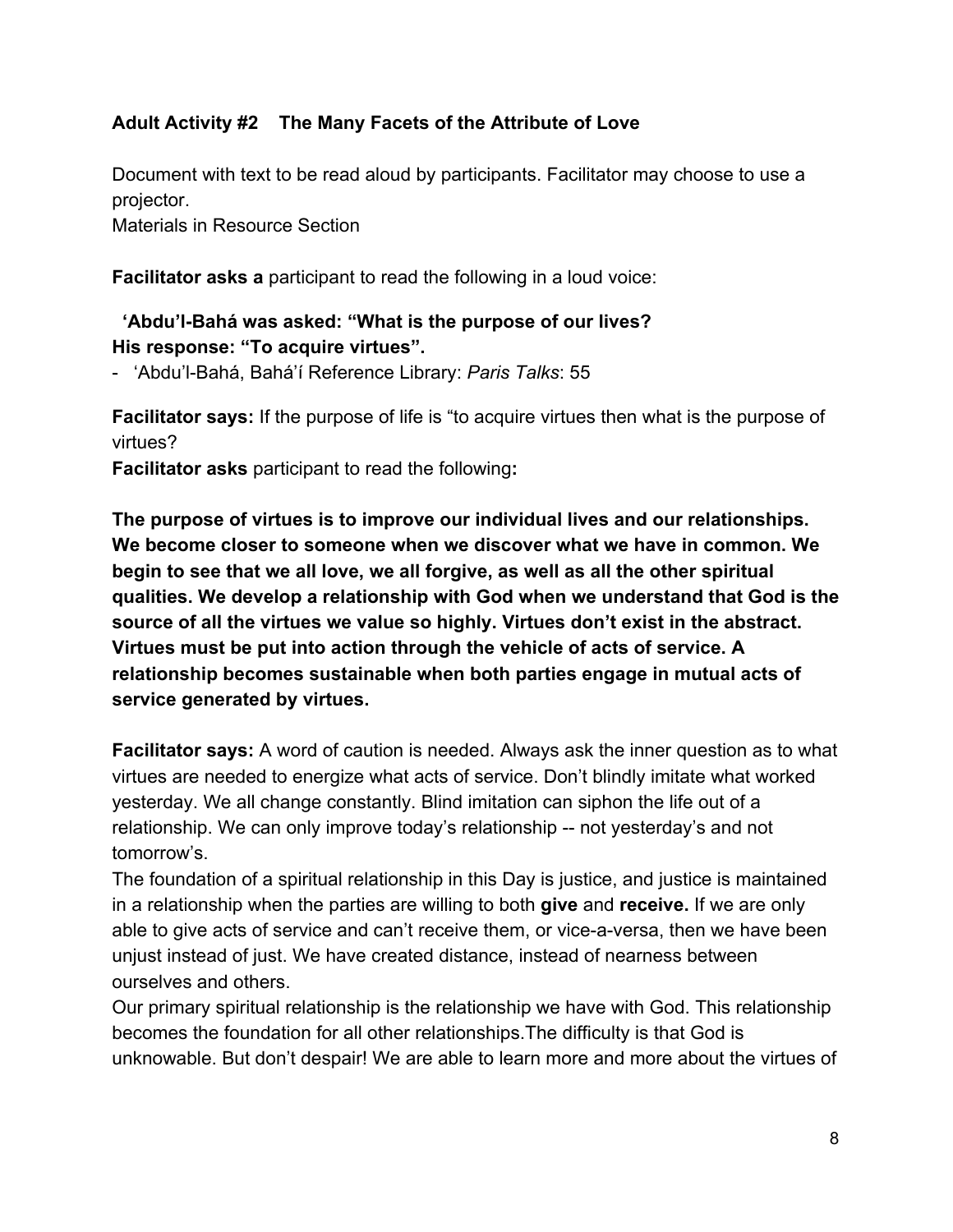**Adult Activity #2 The Many Facets of the Attribute of Love**

Document with text to be read aloud by participants. Facilitator may choose to use a projector.
Materials in Resource Section

**Facilitator asks a** participant to read the following in a loud voice:

**'Abdu'l-Bahá was asked: "What is the purpose of our lives?**
**His response: "To acquire virtues".**

- 'Abdu'l-Bahá, Bahá'í Reference Library: *Paris Talks*: 55

**Facilitator says:** If the purpose of life is "to acquire virtues then what is the purpose of virtues?
**Facilitator asks** participant to read the following**:**

**The purpose of virtues is to improve our individual lives and our relationships. We become closer to someone when we discover what we have in common. We begin to see that we all love, we all forgive, as well as all the other spiritual qualities. We develop a relationship with God when we understand that God is the source of all the virtues we value so highly. Virtues don't exist in the abstract. Virtues must be put into action through the vehicle of acts of service. A relationship becomes sustainable when both parties engage in mutual acts of service generated by virtues.**

**Facilitator says:** A word of caution is needed. Always ask the inner question as to what virtues are needed to energize what acts of service. Don't blindly imitate what worked yesterday. We all change constantly. Blind imitation can siphon the life out of a relationship. We can only improve today's relationship -- not yesterday's and not tomorrow's.
The foundation of a spiritual relationship in this Day is justice, and justice is maintained in a relationship when the parties are willing to both **give** and **receive.** If we are only able to give acts of service and can't receive them, or vice-a-versa, then we have been unjust instead of just. We have created distance, instead of nearness between ourselves and others.
Our primary spiritual relationship is the relationship we have with God. This relationship becomes the foundation for all other relationships.The difficulty is that God is unknowable. But don't despair! We are able to learn more and more about the virtues of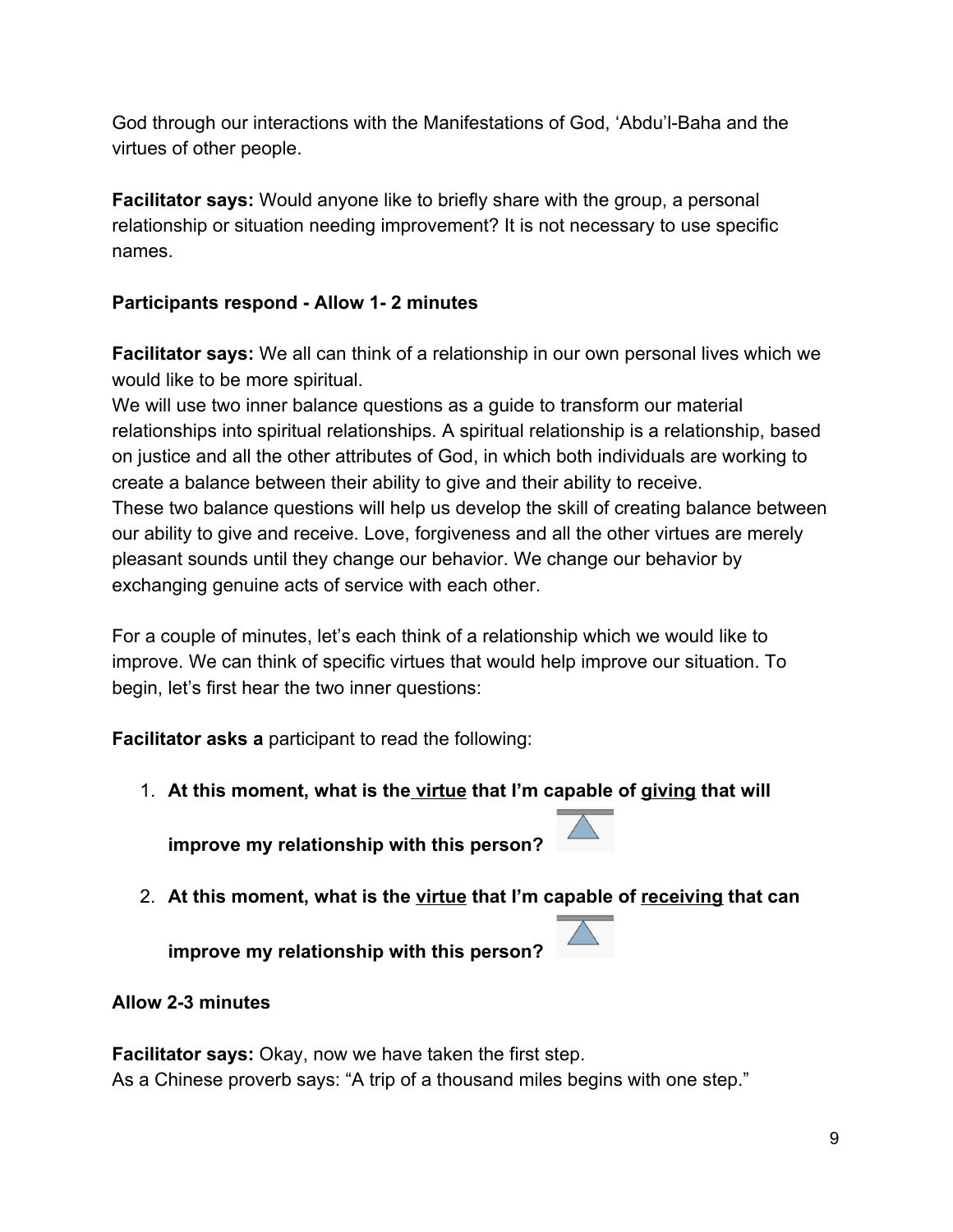God through our interactions with the Manifestations of God, 'Abdu'l-Baha and the virtues of other people.

**Facilitator says:** Would anyone like to briefly share with the group, a personal relationship or situation needing improvement? It is not necessary to use specific names.

**Participants respond - Allow 1- 2 minutes**

**Facilitator says:** We all can think of a relationship in our own personal lives which we would like to be more spiritual.
We will use two inner balance questions as a guide to transform our material relationships into spiritual relationships. A spiritual relationship is a relationship, based on justice and all the other attributes of God, in which both individuals are working to create a balance between their ability to give and their ability to receive.
These two balance questions will help us develop the skill of creating balance between our ability to give and receive. Love, forgiveness and all the other virtues are merely pleasant sounds until they change our behavior. We change our behavior by exchanging genuine acts of service with each other.

For a couple of minutes, let's each think of a relationship which we would like to improve. We can think of specific virtues that would help improve our situation. To begin, let's first hear the two inner questions:

**Facilitator asks a** participant to read the following:

1. **At this moment, what is the <u>virtue</u> that I'm capable of <u>giving</u> that will improve my relationship with this person?**
2. **At this moment, what is the <u>virtue</u> that I'm capable of <u>receiving</u> that can improve my relationship with this person?**

**Allow 2-3 minutes**

**Facilitator says:** Okay, now we have taken the first step.
As a Chinese proverb says: "A trip of a thousand miles begins with one step."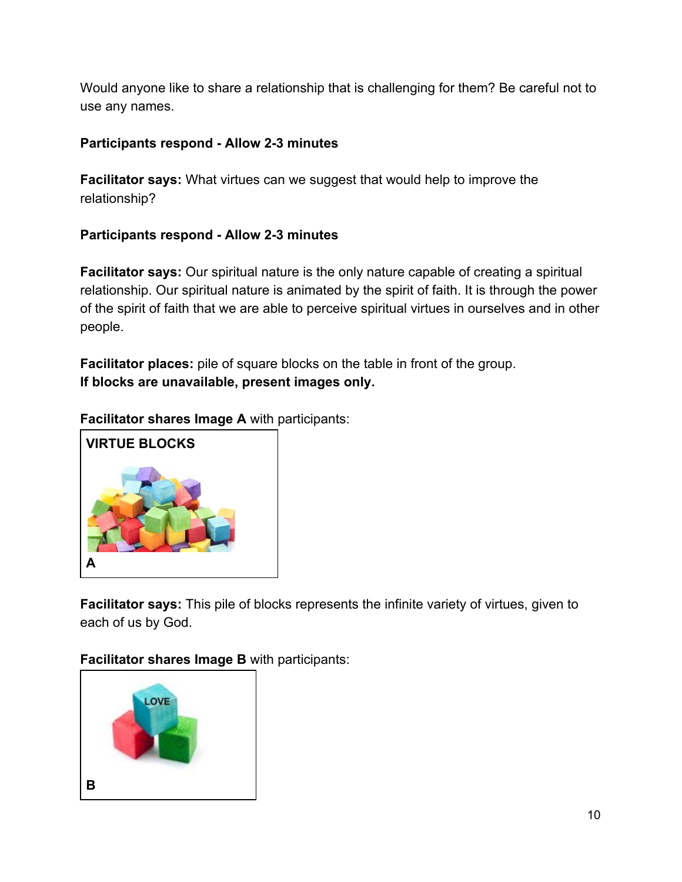Would anyone like to share a relationship that is challenging for them? Be careful not to use any names.

**Participants respond - Allow 2-3 minutes**

**Facilitator says:** What virtues can we suggest that would help to improve the relationship?

**Participants respond - Allow 2-3 minutes**

**Facilitator says:** Our spiritual nature is the only nature capable of creating a spiritual relationship. Our spiritual nature is animated by the spirit of faith. It is through the power of the spirit of faith that we are able to perceive spiritual virtues in ourselves and in other people.

**Facilitator places:** pile of square blocks on the table in front of the group.
**If blocks are unavailable, present images only.**

**Facilitator shares Image A** with participants:

**VIRTUE BLOCKS**

**A**

**Facilitator says:** This pile of blocks represents the infinite variety of virtues, given to each of us by God.

**Facilitator shares Image B** with participants:

LOVE

**B**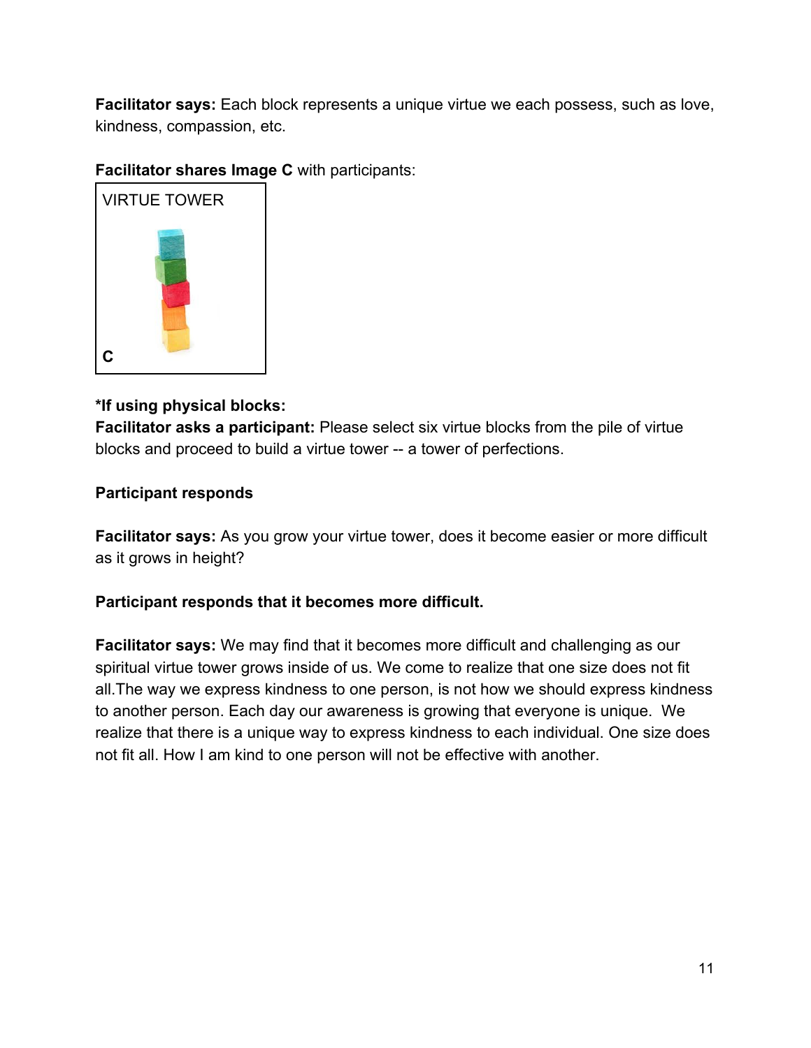**Facilitator says:** Each block represents a unique virtue we each possess, such as love, kindness, compassion, etc.

**Facilitator shares Image C** with participants:

VIRTUE TOWER

C

***If using physical blocks:**
**Facilitator asks a participant:** Please select six virtue blocks from the pile of virtue blocks and proceed to build a virtue tower -- a tower of perfections.

**Participant responds**

**Facilitator says:** As you grow your virtue tower, does it become easier or more difficult as it grows in height?

**Participant responds that it becomes more difficult.**

**Facilitator says:** We may find that it becomes more difficult and challenging as our spiritual virtue tower grows inside of us. We come to realize that one size does not fit all.The way we express kindness to one person, is not how we should express kindness to another person. Each day our awareness is growing that everyone is unique. We realize that there is a unique way to express kindness to each individual. One size does not fit all. How I am kind to one person will not be effective with another.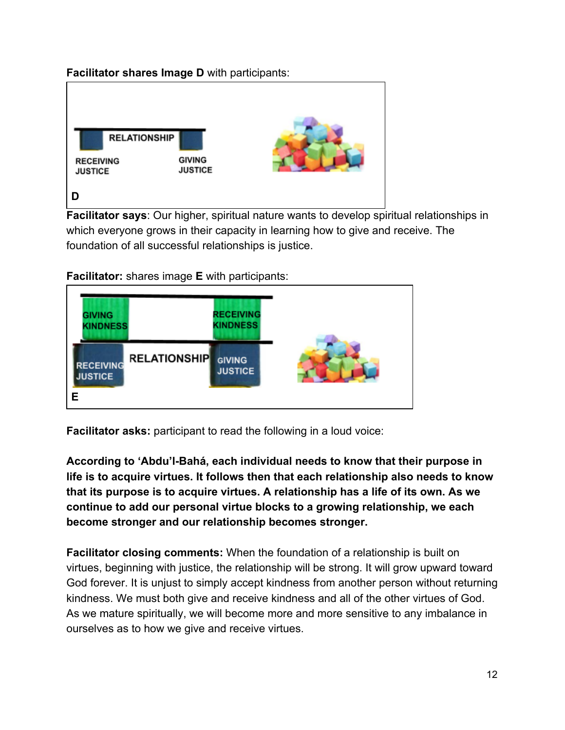**Facilitator shares Image D** with participants:

RELATIONSHIP

RECEIVING JUSTICE

GIVING JUSTICE

D

**Facilitator says**: Our higher, spiritual nature wants to develop spiritual relationships in which everyone grows in their capacity in learning how to give and receive. The foundation of all successful relationships is justice.

**Facilitator:** shares image **E** with participants:

GIVING KINDNESS

RECEIVING KINDNESS

RELATIONSHIP

RECEIVING JUSTICE

GIVING JUSTICE

E

**Facilitator asks:** participant to read the following in a loud voice:

**According to 'Abdu'l-Bahá, each individual needs to know that their purpose in life is to acquire virtues. It follows then that each relationship also needs to know that its purpose is to acquire virtues. A relationship has a life of its own. As we continue to add our personal virtue blocks to a growing relationship, we each become stronger and our relationship becomes stronger.**

**Facilitator closing comments:** When the foundation of a relationship is built on virtues, beginning with justice, the relationship will be strong. It will grow upward toward God forever. It is unjust to simply accept kindness from another person without returning kindness. We must both give and receive kindness and all of the other virtues of God. As we mature spiritually, we will become more and more sensitive to any imbalance in ourselves as to how we give and receive virtues.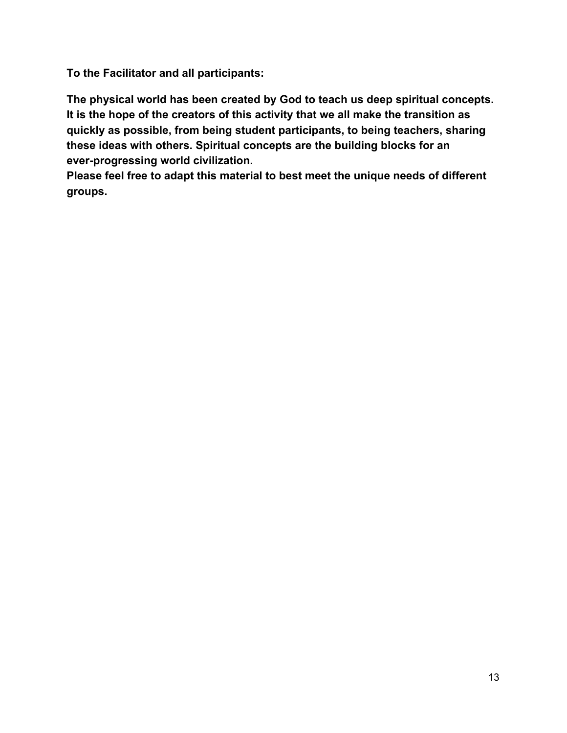**To the Facilitator and all participants:**

**The physical world has been created by God to teach us deep spiritual concepts. It is the hope of the creators of this activity that we all make the transition as quickly as possible, from being student participants, to being teachers, sharing these ideas with others. Spiritual concepts are the building blocks for an ever-progressing world civilization.**

**Please feel free to adapt this material to best meet the unique needs of different groups.**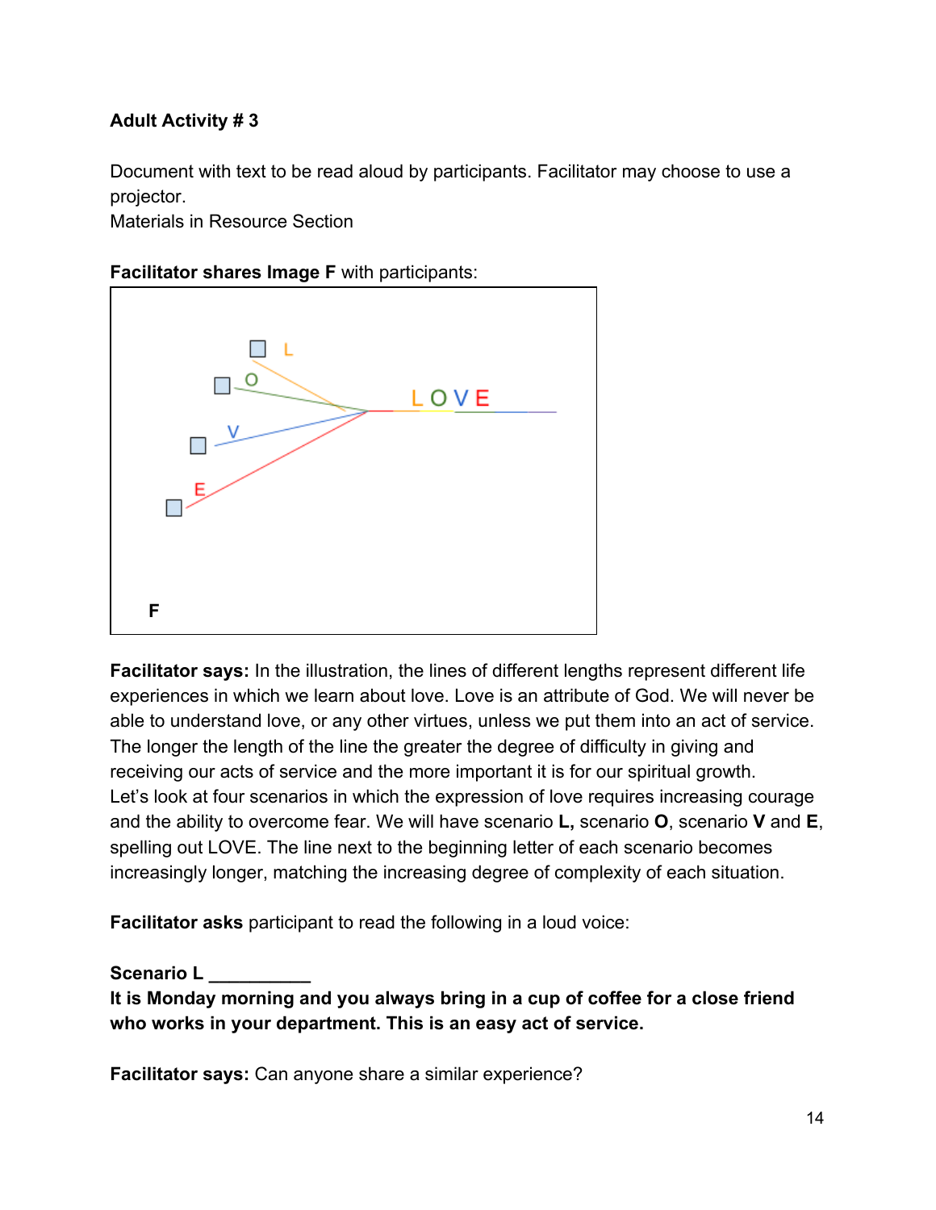**Adult Activity # 3**

Document with text to be read aloud by participants. Facilitator may choose to use a projector.
Materials in Resource Section

**Facilitator shares Image F** with participants:

**Facilitator says:** In the illustration, the lines of different lengths represent different life experiences in which we learn about love. Love is an attribute of God. We will never be able to understand love, or any other virtues, unless we put them into an act of service. The longer the length of the line the greater the degree of difficulty in giving and receiving our acts of service and the more important it is for our spiritual growth. Let's look at four scenarios in which the expression of love requires increasing courage and the ability to overcome fear. We will have scenario **L,** scenario **O**, scenario **V** and **E**, spelling out LOVE. The line next to the beginning letter of each scenario becomes increasingly longer, matching the increasing degree of complexity of each situation.

**Facilitator asks** participant to read the following in a loud voice:

**Scenario L __________**
**It is Monday morning and you always bring in a cup of coffee for a close friend who works in your department. This is an easy act of service.**

**Facilitator says:** Can anyone share a similar experience?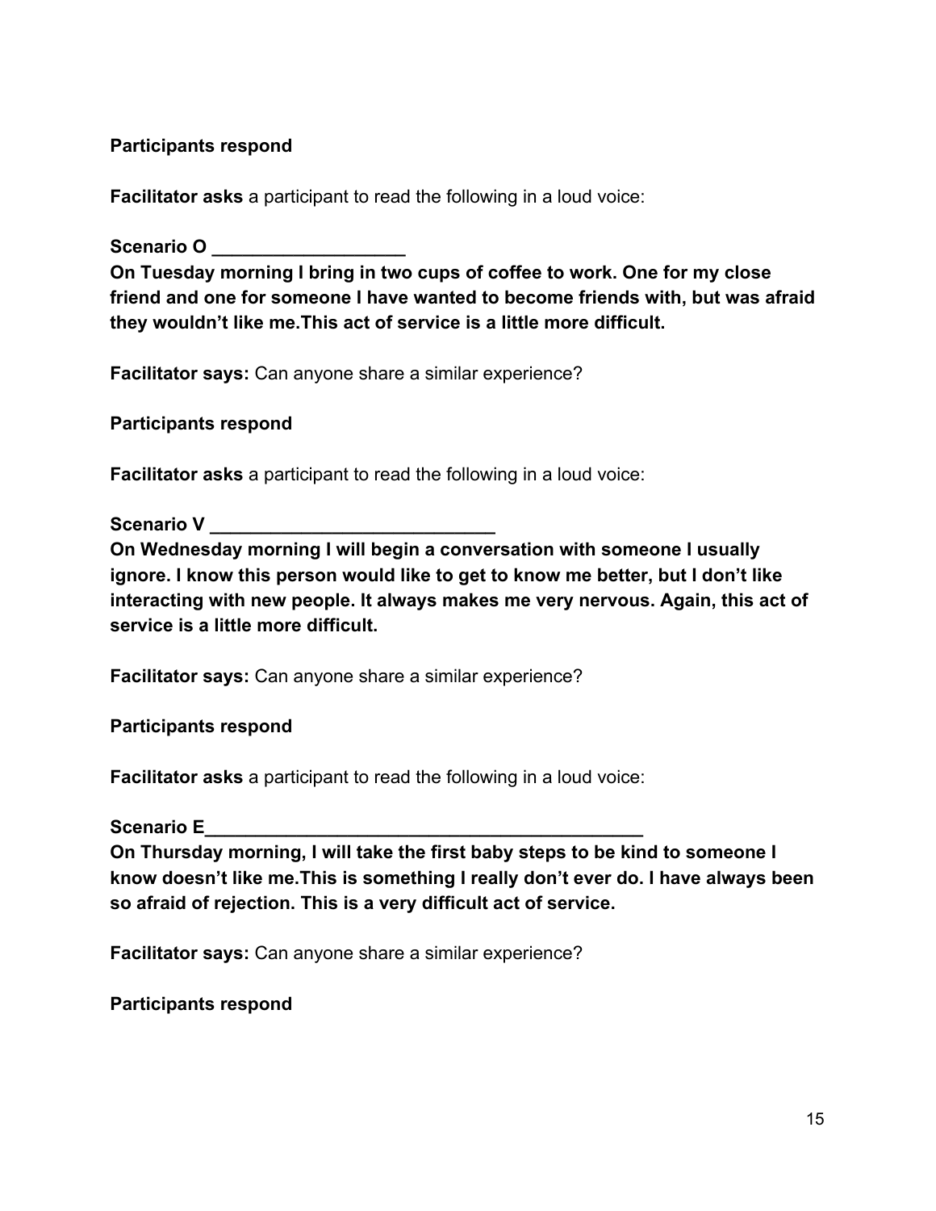**Participants respond**

**Facilitator asks** a participant to read the following in a loud voice:

**Scenario O ___________________**
**On Tuesday morning I bring in two cups of coffee to work. One for my close friend and one for someone I have wanted to become friends with, but was afraid they wouldn't like me.This act of service is a little more difficult.**

**Facilitator says:** Can anyone share a similar experience?

**Participants respond**

**Facilitator asks** a participant to read the following in a loud voice:

**Scenario V _____________________________**
**On Wednesday morning I will begin a conversation with someone I usually ignore. I know this person would like to get to know me better, but I don't like interacting with new people. It always makes me very nervous. Again, this act of service is a little more difficult.**

**Facilitator says:** Can anyone share a similar experience?

**Participants respond**

**Facilitator asks** a participant to read the following in a loud voice:

**Scenario E_____________________________________________**
**On Thursday morning, I will take the first baby steps to be kind to someone I know doesn't like me.This is something I really don't ever do. I have always been so afraid of rejection. This is a very difficult act of service.**

**Facilitator says:** Can anyone share a similar experience?

**Participants respond**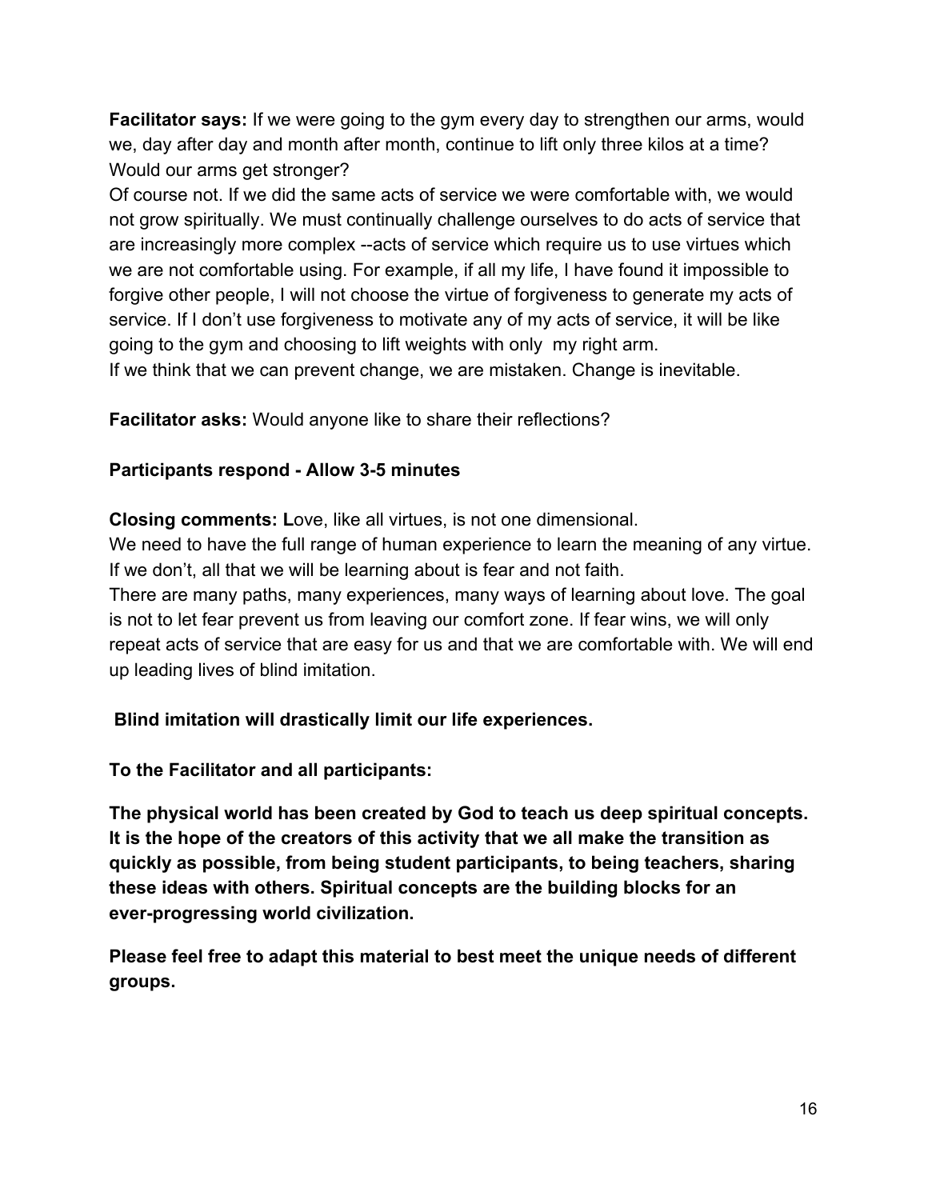**Facilitator says:** If we were going to the gym every day to strengthen our arms, would we, day after day and month after month, continue to lift only three kilos at a time? Would our arms get stronger?

Of course not. If we did the same acts of service we were comfortable with, we would not grow spiritually. We must continually challenge ourselves to do acts of service that are increasingly more complex --acts of service which require us to use virtues which we are not comfortable using. For example, if all my life, I have found it impossible to forgive other people, I will not choose the virtue of forgiveness to generate my acts of service. If I don't use forgiveness to motivate any of my acts of service, it will be like going to the gym and choosing to lift weights with only my right arm.

If we think that we can prevent change, we are mistaken. Change is inevitable.

**Facilitator asks:** Would anyone like to share their reflections?

**Participants respond - Allow 3-5 minutes**

**Closing comments: L**ove, like all virtues, is not one dimensional.

We need to have the full range of human experience to learn the meaning of any virtue. If we don't, all that we will be learning about is fear and not faith.

There are many paths, many experiences, many ways of learning about love. The goal is not to let fear prevent us from leaving our comfort zone. If fear wins, we will only repeat acts of service that are easy for us and that we are comfortable with. We will end up leading lives of blind imitation.

**Blind imitation will drastically limit our life experiences.**

**To the Facilitator and all participants:**

**The physical world has been created by God to teach us deep spiritual concepts. It is the hope of the creators of this activity that we all make the transition as quickly as possible, from being student participants, to being teachers, sharing these ideas with others. Spiritual concepts are the building blocks for an ever-progressing world civilization.**

**Please feel free to adapt this material to best meet the unique needs of different groups.**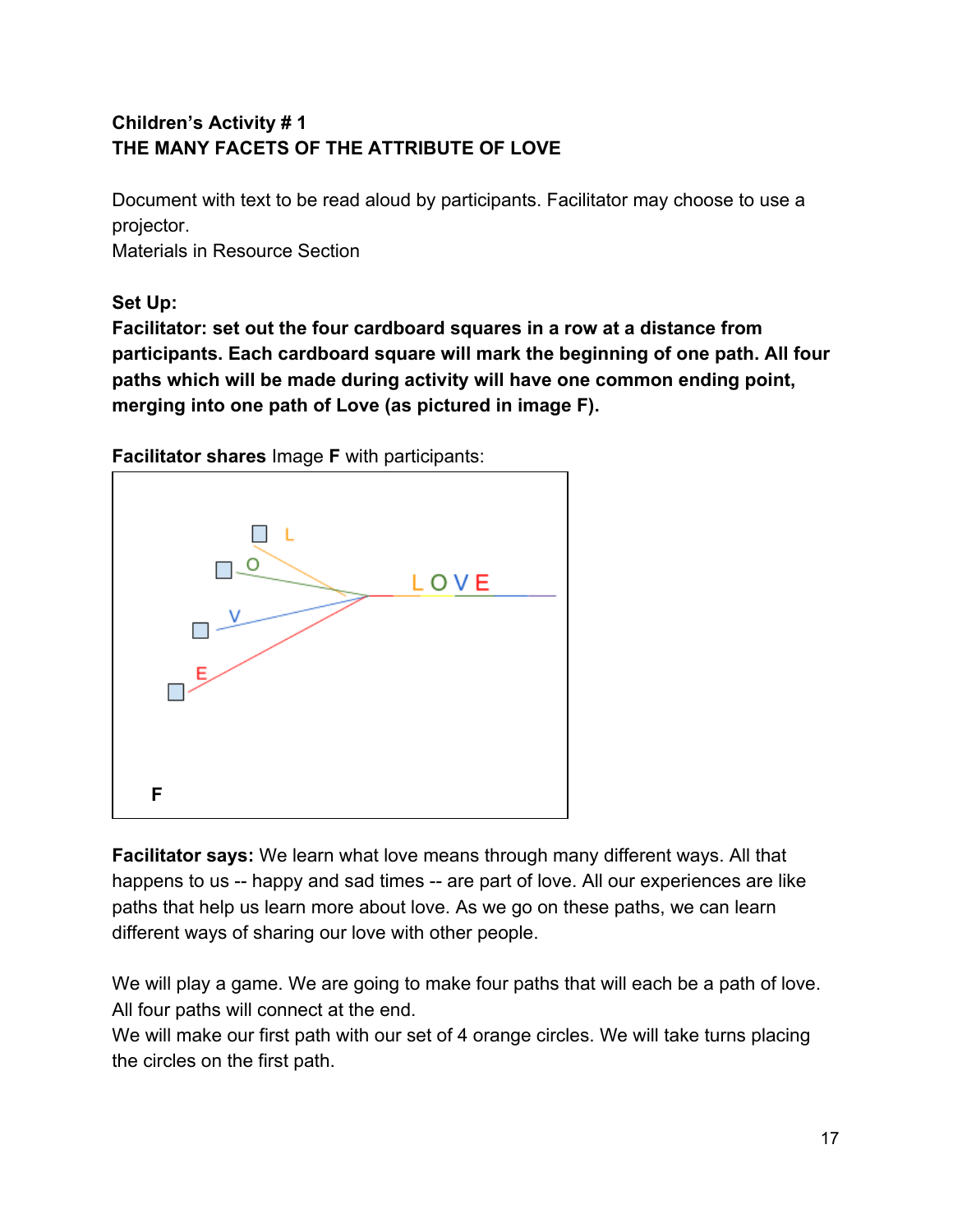**Children's Activity # 1**
**THE MANY FACETS OF THE ATTRIBUTE OF LOVE**

Document with text to be read aloud by participants. Facilitator may choose to use a projector.
Materials in Resource Section

**Set Up:**
**Facilitator: set out the four cardboard squares in a row at a distance from participants. Each cardboard square will mark the beginning of one path. All four paths which will be made during activity will have one common ending point, merging into one path of Love (as pictured in image F).**

**Facilitator shares** Image **F** with participants:

**Facilitator says:** We learn what love means through many different ways. All that happens to us -- happy and sad times -- are part of love. All our experiences are like paths that help us learn more about love. As we go on these paths, we can learn different ways of sharing our love with other people.

We will play a game. We are going to make four paths that will each be a path of love. All four paths will connect at the end.
We will make our first path with our set of 4 orange circles. We will take turns placing the circles on the first path.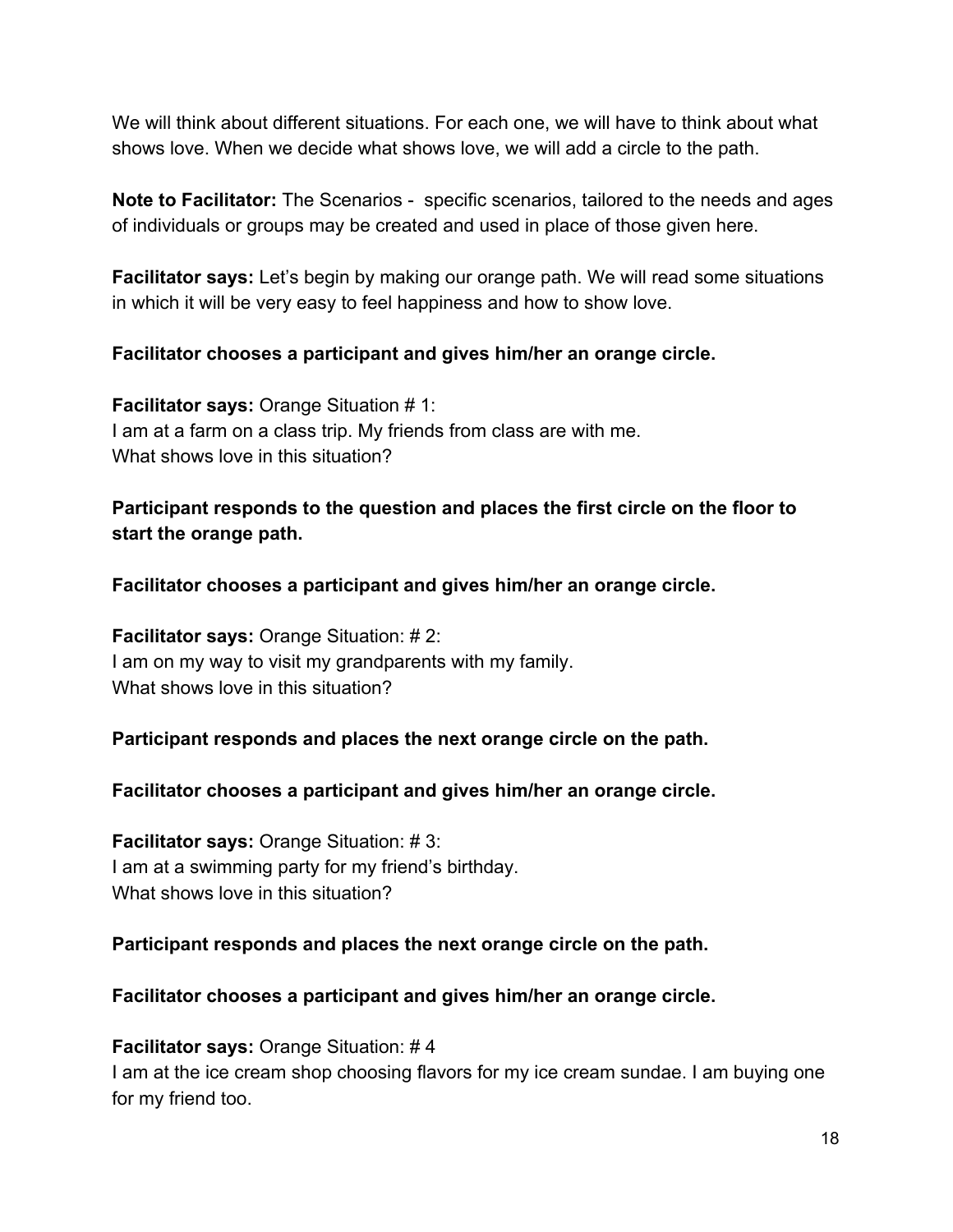We will think about different situations. For each one, we will have to think about what shows love. When we decide what shows love, we will add a circle to the path.

**Note to Facilitator:** The Scenarios - specific scenarios, tailored to the needs and ages of individuals or groups may be created and used in place of those given here.

**Facilitator says:** Let's begin by making our orange path. We will read some situations in which it will be very easy to feel happiness and how to show love.

**Facilitator chooses a participant and gives him/her an orange circle.**

**Facilitator says:** Orange Situation # 1:
I am at a farm on a class trip. My friends from class are with me.
What shows love in this situation?

**Participant responds to the question and places the first circle on the floor to start the orange path.**

**Facilitator chooses a participant and gives him/her an orange circle.**

**Facilitator says:** Orange Situation: # 2:
I am on my way to visit my grandparents with my family.
What shows love in this situation?

**Participant responds and places the next orange circle on the path.**

**Facilitator chooses a participant and gives him/her an orange circle.**

**Facilitator says:** Orange Situation: # 3:
I am at a swimming party for my friend's birthday.
What shows love in this situation?

**Participant responds and places the next orange circle on the path.**

**Facilitator chooses a participant and gives him/her an orange circle.**

**Facilitator says:** Orange Situation: # 4
I am at the ice cream shop choosing flavors for my ice cream sundae. I am buying one for my friend too.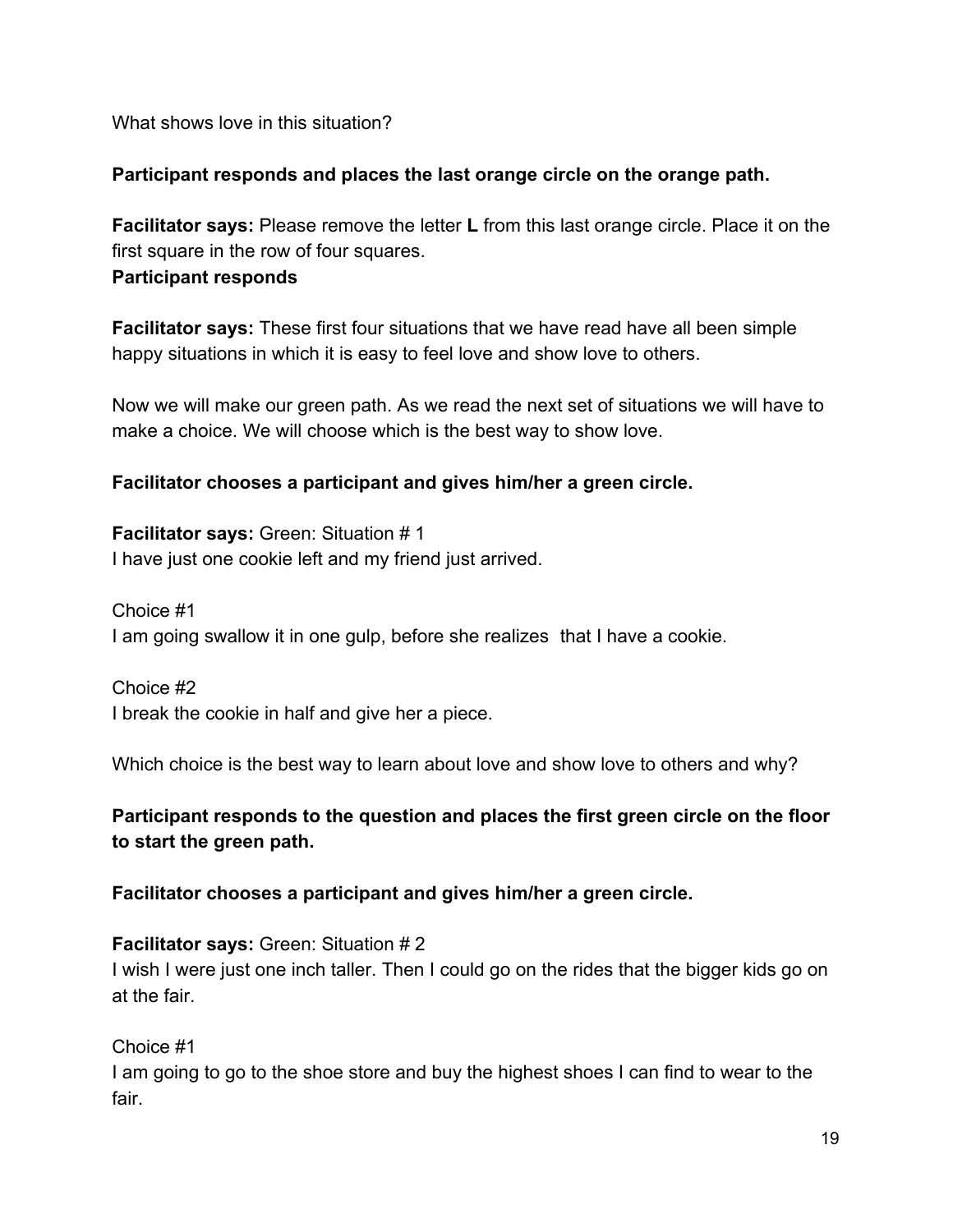What shows love in this situation?

**Participant responds and places the last orange circle on the orange path.**

**Facilitator says:** Please remove the letter **L** from this last orange circle. Place it on the first square in the row of four squares.
**Participant responds**

**Facilitator says:** These first four situations that we have read have all been simple happy situations in which it is easy to feel love and show love to others.

Now we will make our green path. As we read the next set of situations we will have to make a choice. We will choose which is the best way to show love.

**Facilitator chooses a participant and gives him/her a green circle.**

**Facilitator says:** Green: Situation # 1
I have just one cookie left and my friend just arrived.

Choice #1
I am going swallow it in one gulp, before she realizes that I have a cookie.

Choice #2
I break the cookie in half and give her a piece.

Which choice is the best way to learn about love and show love to others and why?

**Participant responds to the question and places the first green circle on the floor to start the green path.**

**Facilitator chooses a participant and gives him/her a green circle.**

**Facilitator says:** Green: Situation # 2
I wish I were just one inch taller. Then I could go on the rides that the bigger kids go on at the fair.

Choice #1
I am going to go to the shoe store and buy the highest shoes I can find to wear to the fair.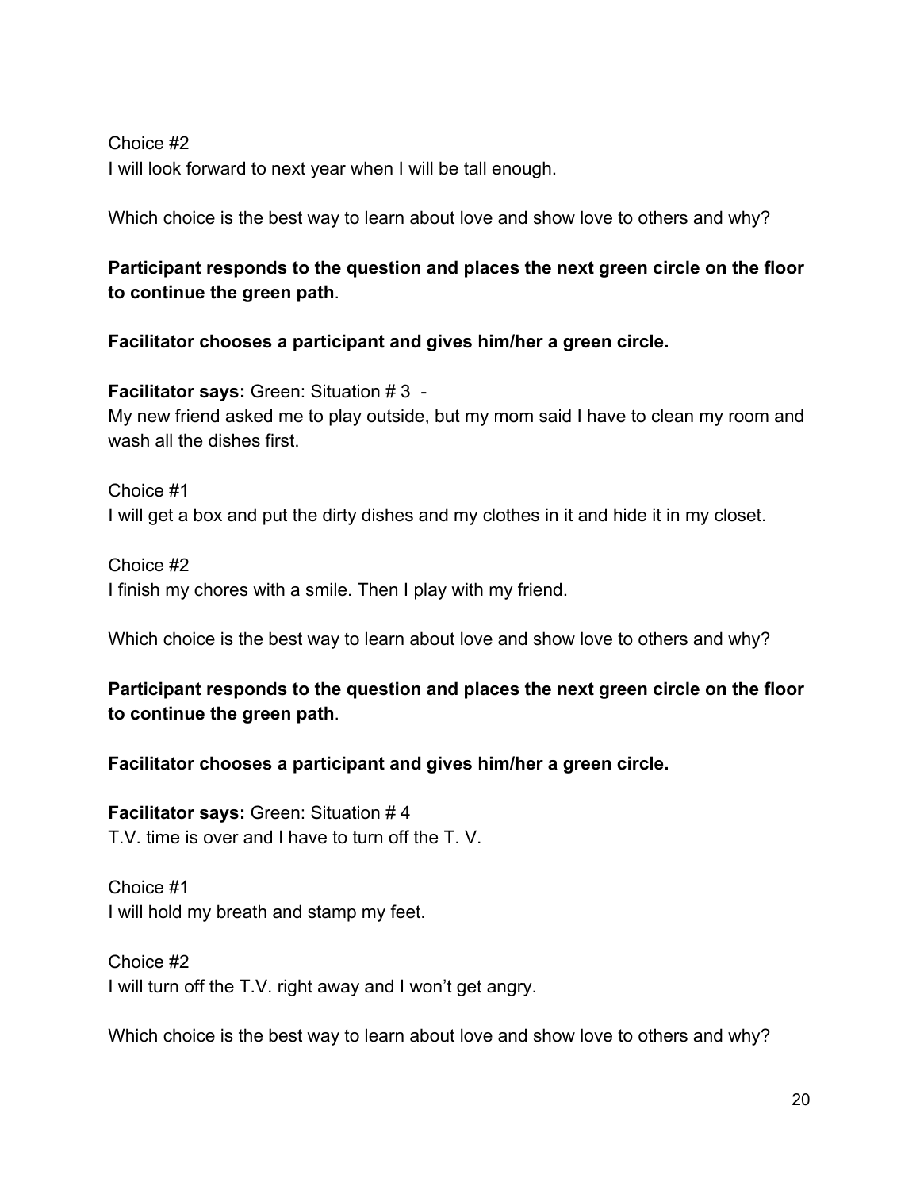Choice #2
I will look forward to next year when I will be tall enough.

Which choice is the best way to learn about love and show love to others and why?

**Participant responds to the question and places the next green circle on the floor to continue the green path**.

**Facilitator chooses a participant and gives him/her a green circle.**

**Facilitator says:** Green: Situation # 3 -
My new friend asked me to play outside, but my mom said I have to clean my room and wash all the dishes first.

Choice #1
I will get a box and put the dirty dishes and my clothes in it and hide it in my closet.

Choice #2
I finish my chores with a smile. Then I play with my friend.

Which choice is the best way to learn about love and show love to others and why?

**Participant responds to the question and places the next green circle on the floor to continue the green path**.

**Facilitator chooses a participant and gives him/her a green circle.**

**Facilitator says:** Green: Situation # 4
T.V. time is over and I have to turn off the T. V.

Choice #1
I will hold my breath and stamp my feet.

Choice #2
I will turn off the T.V. right away and I won't get angry.

Which choice is the best way to learn about love and show love to others and why?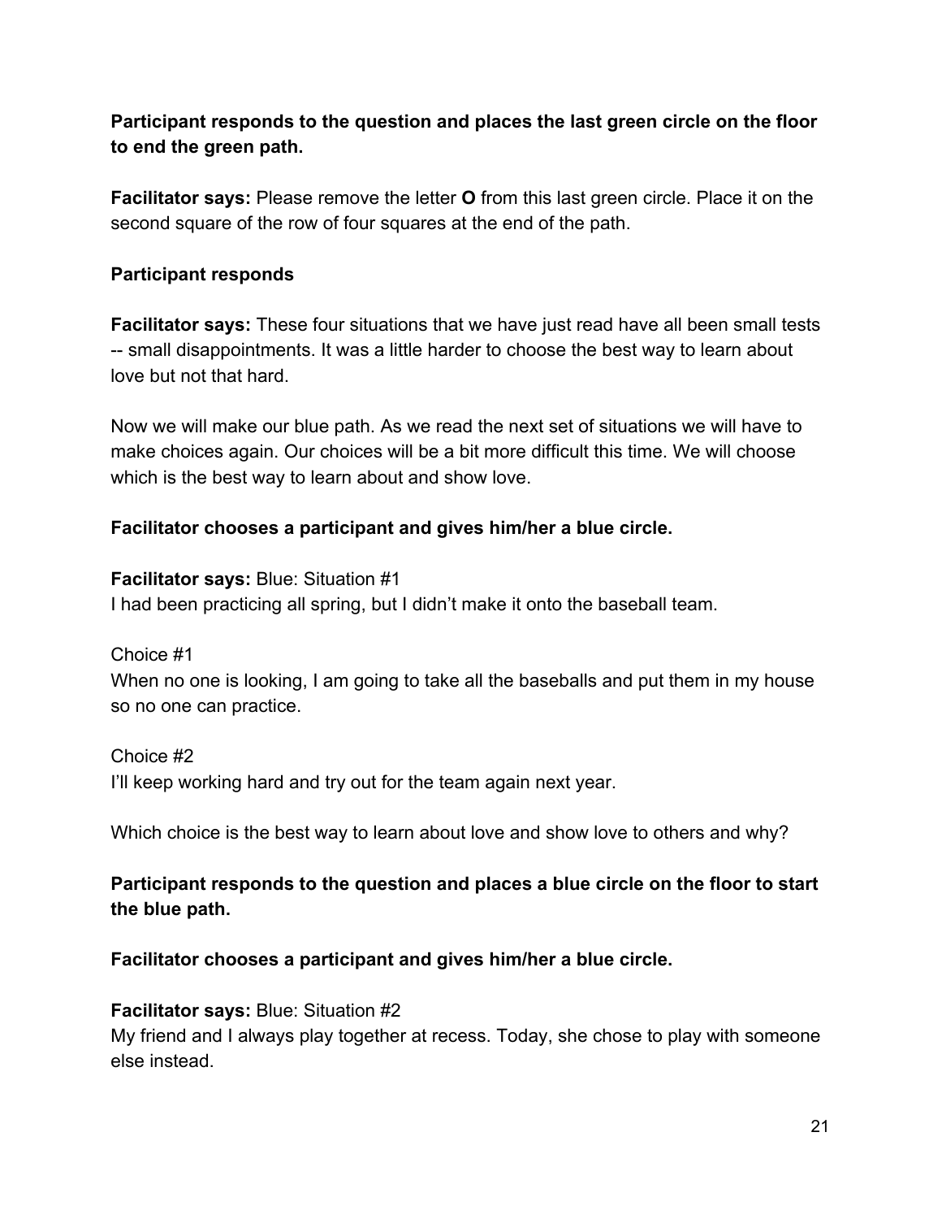**Participant responds to the question and places the last green circle on the floor to end the green path.**

**Facilitator says:** Please remove the letter **O** from this last green circle. Place it on the second square of the row of four squares at the end of the path.

**Participant responds**

**Facilitator says:** These four situations that we have just read have all been small tests -- small disappointments. It was a little harder to choose the best way to learn about love but not that hard.

Now we will make our blue path. As we read the next set of situations we will have to make choices again. Our choices will be a bit more difficult this time. We will choose which is the best way to learn about and show love.

**Facilitator chooses a participant and gives him/her a blue circle.**

**Facilitator says:** Blue: Situation #1
I had been practicing all spring, but I didn't make it onto the baseball team.

Choice #1
When no one is looking, I am going to take all the baseballs and put them in my house so no one can practice.

Choice #2
I'll keep working hard and try out for the team again next year.

Which choice is the best way to learn about love and show love to others and why?

**Participant responds to the question and places a blue circle on the floor to start the blue path.**

**Facilitator chooses a participant and gives him/her a blue circle.**

**Facilitator says:** Blue: Situation #2
My friend and I always play together at recess. Today, she chose to play with someone else instead.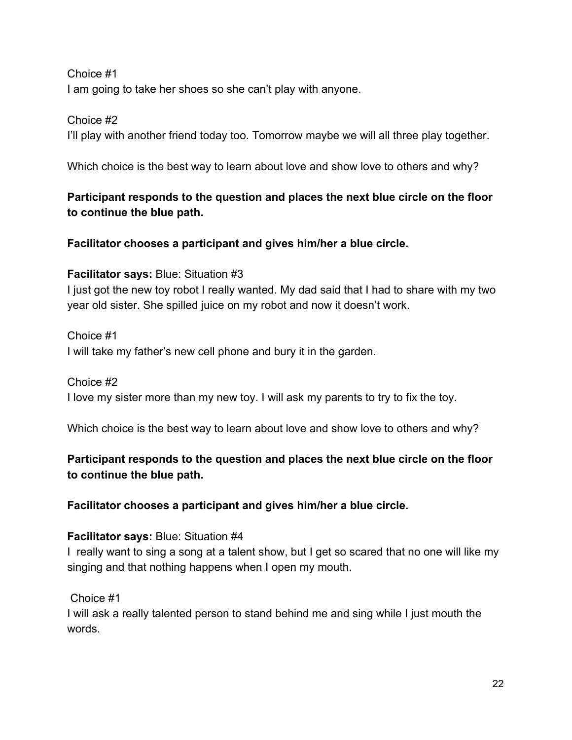Choice #1
I am going to take her shoes so she can't play with anyone.

Choice #2
I'll play with another friend today too. Tomorrow maybe we will all three play together.

Which choice is the best way to learn about love and show love to others and why?

**Participant responds to the question and places the next blue circle on the floor to continue the blue path.**

**Facilitator chooses a participant and gives him/her a blue circle.**

**Facilitator says:** Blue: Situation #3
I just got the new toy robot I really wanted. My dad said that I had to share with my two year old sister. She spilled juice on my robot and now it doesn't work.

Choice #1
I will take my father's new cell phone and bury it in the garden.

Choice #2
I love my sister more than my new toy. I will ask my parents to try to fix the toy.

Which choice is the best way to learn about love and show love to others and why?

**Participant responds to the question and places the next blue circle on the floor to continue the blue path.**

**Facilitator chooses a participant and gives him/her a blue circle.**

**Facilitator says:** Blue: Situation #4
I really want to sing a song at a talent show, but I get so scared that no one will like my singing and that nothing happens when I open my mouth.

Choice #1
I will ask a really talented person to stand behind me and sing while I just mouth the words.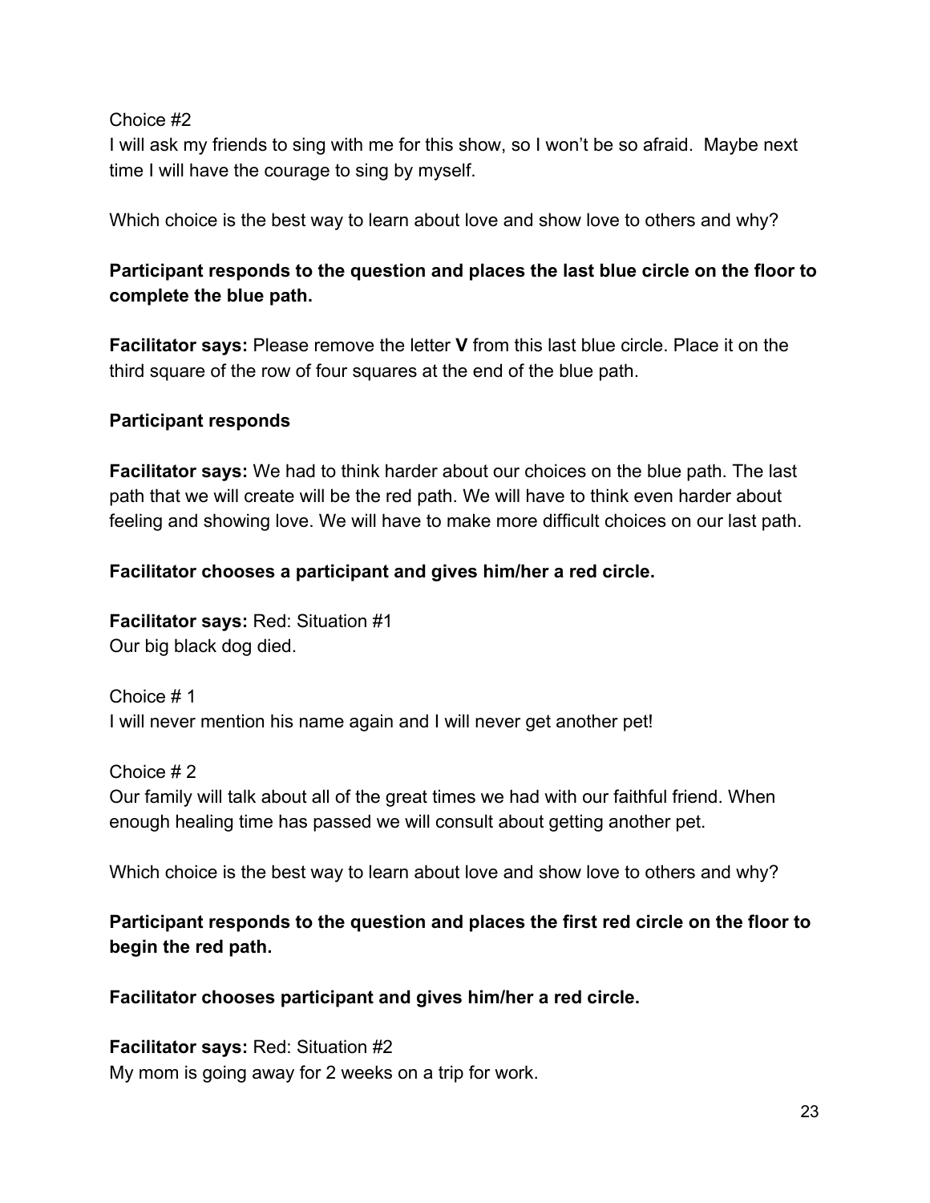Choice #2
I will ask my friends to sing with me for this show, so I won't be so afraid. Maybe next time I will have the courage to sing by myself.

Which choice is the best way to learn about love and show love to others and why?

**Participant responds to the question and places the last blue circle on the floor to complete the blue path.**

**Facilitator says:** Please remove the letter **V** from this last blue circle. Place it on the third square of the row of four squares at the end of the blue path.

**Participant responds**

**Facilitator says:** We had to think harder about our choices on the blue path. The last path that we will create will be the red path. We will have to think even harder about feeling and showing love. We will have to make more difficult choices on our last path.

**Facilitator chooses a participant and gives him/her a red circle.**

**Facilitator says:** Red: Situation #1
Our big black dog died.

Choice # 1
I will never mention his name again and I will never get another pet!

Choice # 2
Our family will talk about all of the great times we had with our faithful friend. When enough healing time has passed we will consult about getting another pet.

Which choice is the best way to learn about love and show love to others and why?

**Participant responds to the question and places the first red circle on the floor to begin the red path.**

**Facilitator chooses participant and gives him/her a red circle.**

**Facilitator says:** Red: Situation #2
My mom is going away for 2 weeks on a trip for work.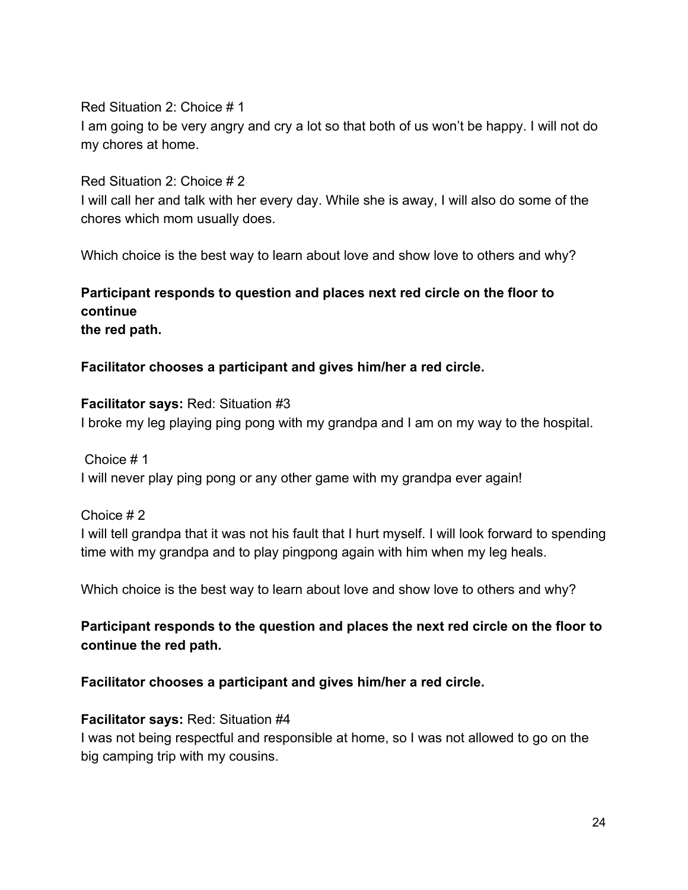Red Situation 2: Choice # 1
I am going to be very angry and cry a lot so that both of us won't be happy. I will not do my chores at home.

Red Situation 2: Choice # 2
I will call her and talk with her every day. While she is away, I will also do some of the chores which mom usually does.

Which choice is the best way to learn about love and show love to others and why?

**Participant responds to question and places next red circle on the floor to continue the red path.**

**Facilitator chooses a participant and gives him/her a red circle.**

**Facilitator says:** Red: Situation #3
I broke my leg playing ping pong with my grandpa and I am on my way to the hospital.

Choice # 1
I will never play ping pong or any other game with my grandpa ever again!

Choice # 2
I will tell grandpa that it was not his fault that I hurt myself. I will look forward to spending time with my grandpa and to play pingpong again with him when my leg heals.

Which choice is the best way to learn about love and show love to others and why?

**Participant responds to the question and places the next red circle on the floor to continue the red path.**

**Facilitator chooses a participant and gives him/her a red circle.**

**Facilitator says:** Red: Situation #4
I was not being respectful and responsible at home, so I was not allowed to go on the big camping trip with my cousins.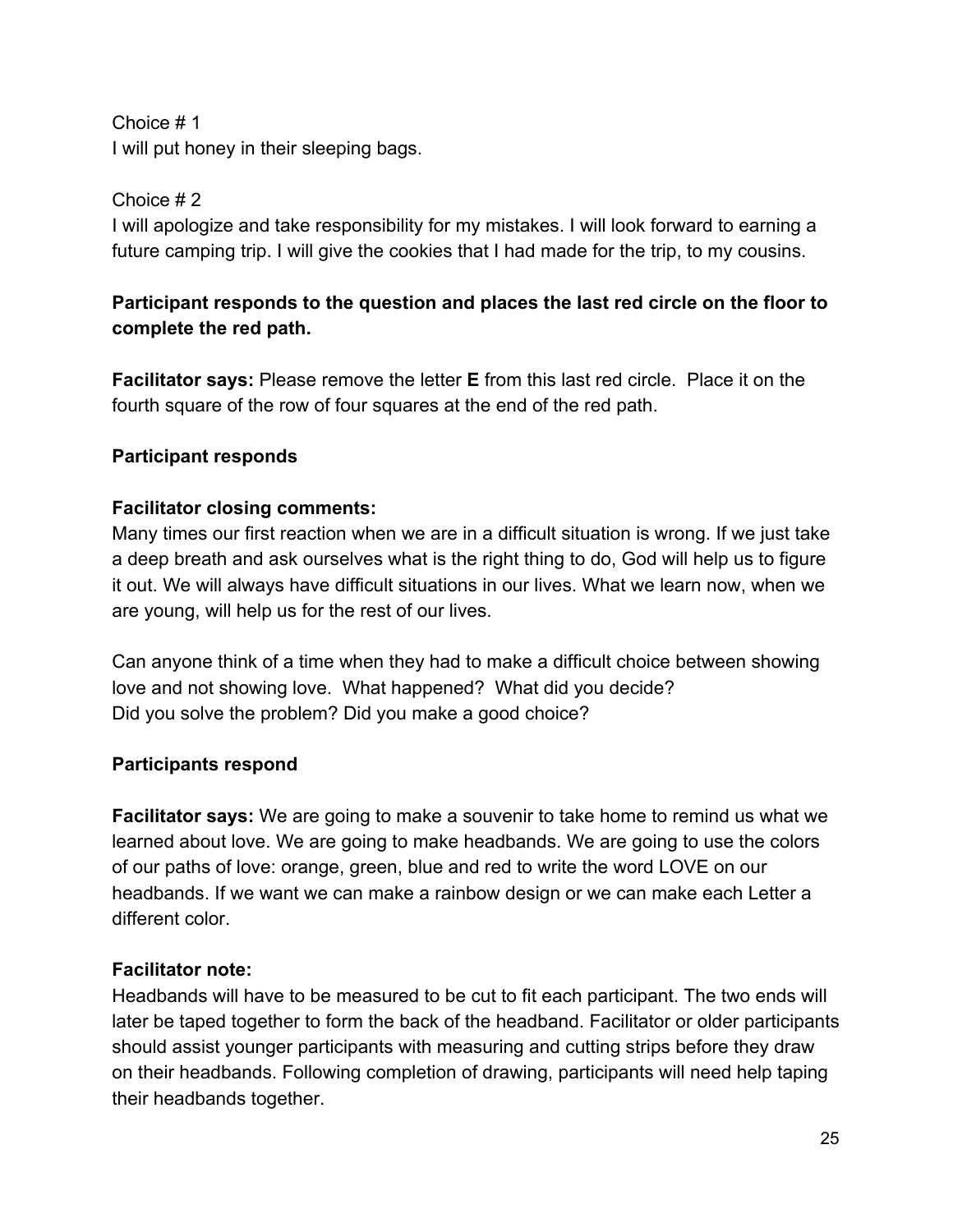Choice # 1
I will put honey in their sleeping bags.

Choice # 2
I will apologize and take responsibility for my mistakes. I will look forward to earning a future camping trip. I will give the cookies that I had made for the trip, to my cousins.

**Participant responds to the question and places the last red circle on the floor to complete the red path.**

**Facilitator says:** Please remove the letter **E** from this last red circle. Place it on the fourth square of the row of four squares at the end of the red path.

**Participant responds**

**Facilitator closing comments:**
Many times our first reaction when we are in a difficult situation is wrong. If we just take a deep breath and ask ourselves what is the right thing to do, God will help us to figure it out. We will always have difficult situations in our lives. What we learn now, when we are young, will help us for the rest of our lives.

Can anyone think of a time when they had to make a difficult choice between showing love and not showing love. What happened? What did you decide?
Did you solve the problem? Did you make a good choice?

**Participants respond**

**Facilitator says:** We are going to make a souvenir to take home to remind us what we learned about love. We are going to make headbands. We are going to use the colors of our paths of love: orange, green, blue and red to write the word LOVE on our headbands. If we want we can make a rainbow design or we can make each Letter a different color.

**Facilitator note:**
Headbands will have to be measured to be cut to fit each participant. The two ends will later be taped together to form the back of the headband. Facilitator or older participants should assist younger participants with measuring and cutting strips before they draw on their headbands. Following completion of drawing, participants will need help taping their headbands together.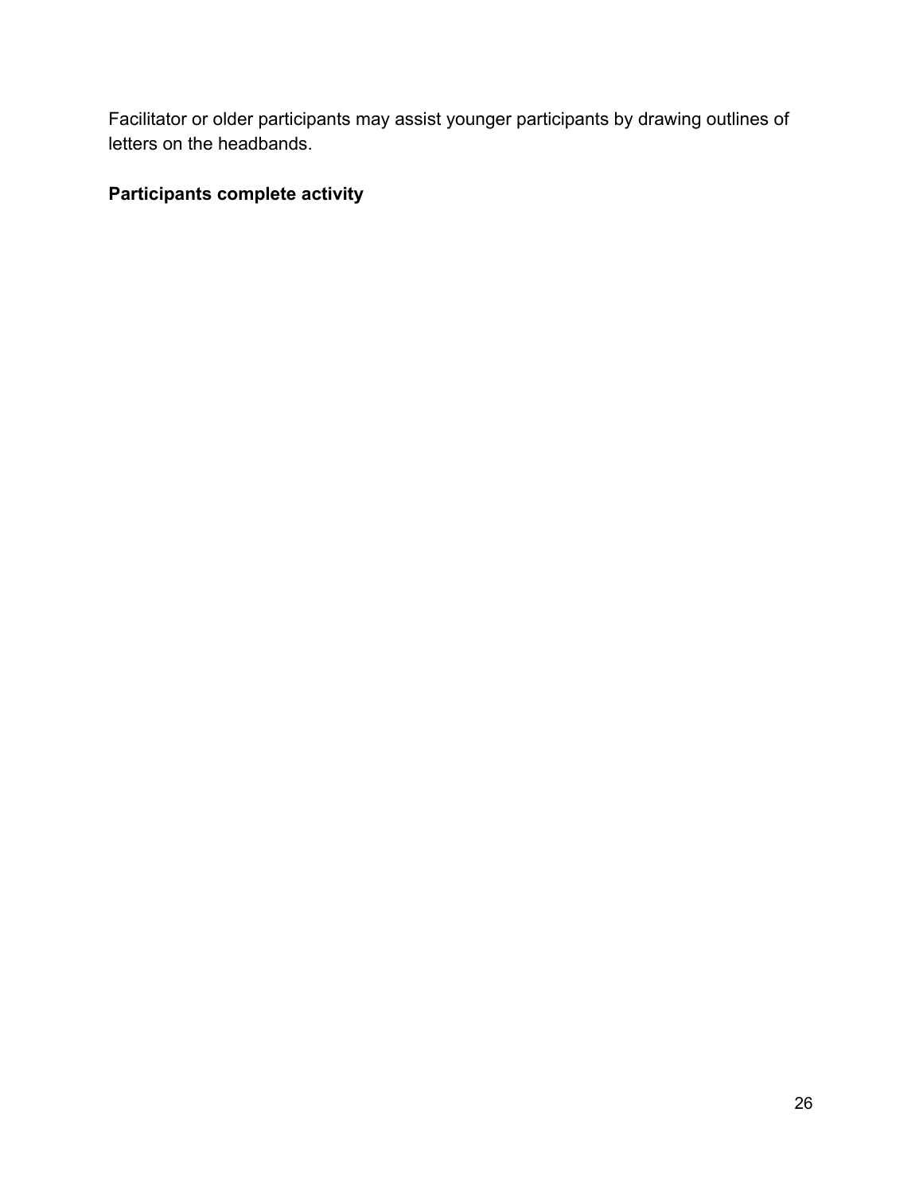Facilitator or older participants may assist younger participants by drawing outlines of letters on the headbands.

**Participants complete activity**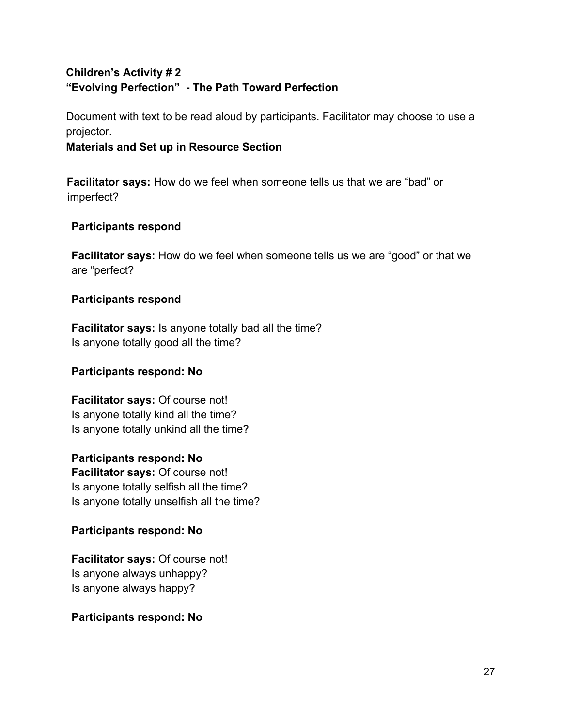**Children's Activity # 2**
**"Evolving Perfection" - The Path Toward Perfection**

Document with text to be read aloud by participants. Facilitator may choose to use a projector.

**Materials and Set up in Resource Section**

**Facilitator says:** How do we feel when someone tells us that we are "bad" or imperfect?

**Participants respond**

**Facilitator says:** How do we feel when someone tells us we are "good" or that we are "perfect?

**Participants respond**

**Facilitator says:** Is anyone totally bad all the time?
Is anyone totally good all the time?

**Participants respond: No**

**Facilitator says:** Of course not!
Is anyone totally kind all the time?
Is anyone totally unkind all the time?

**Participants respond: No**
**Facilitator says:** Of course not!
Is anyone totally selfish all the time?
Is anyone totally unselfish all the time?

**Participants respond: No**

**Facilitator says:** Of course not!
Is anyone always unhappy?
Is anyone always happy?

**Participants respond: No**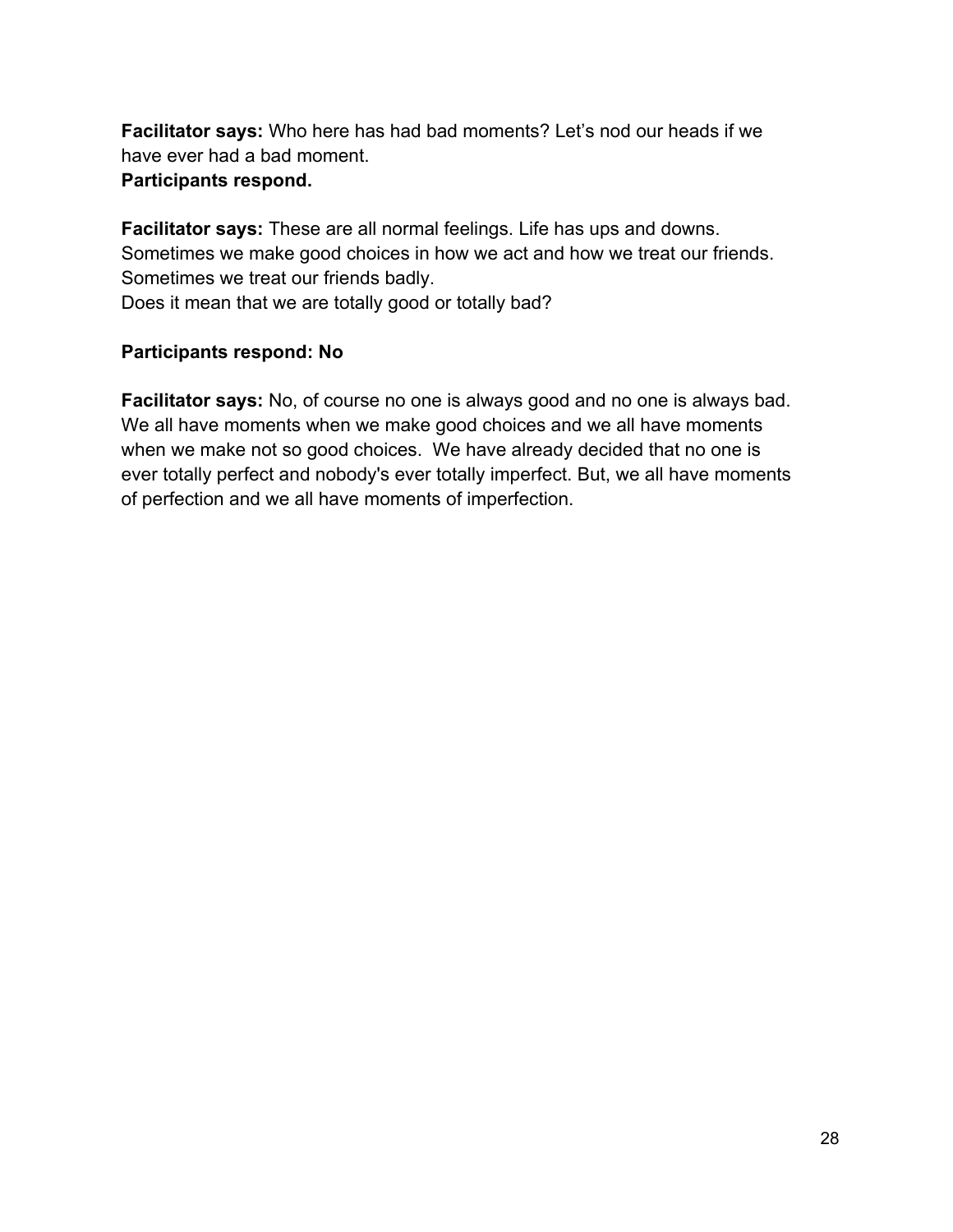**Facilitator says:** Who here has had bad moments? Let's nod our heads if we have ever had a bad moment.
**Participants respond.**

**Facilitator says:** These are all normal feelings. Life has ups and downs. Sometimes we make good choices in how we act and how we treat our friends. Sometimes we treat our friends badly.
Does it mean that we are totally good or totally bad?

**Participants respond: No**

**Facilitator says:** No, of course no one is always good and no one is always bad. We all have moments when we make good choices and we all have moments when we make not so good choices. We have already decided that no one is ever totally perfect and nobody's ever totally imperfect. But, we all have moments of perfection and we all have moments of imperfection.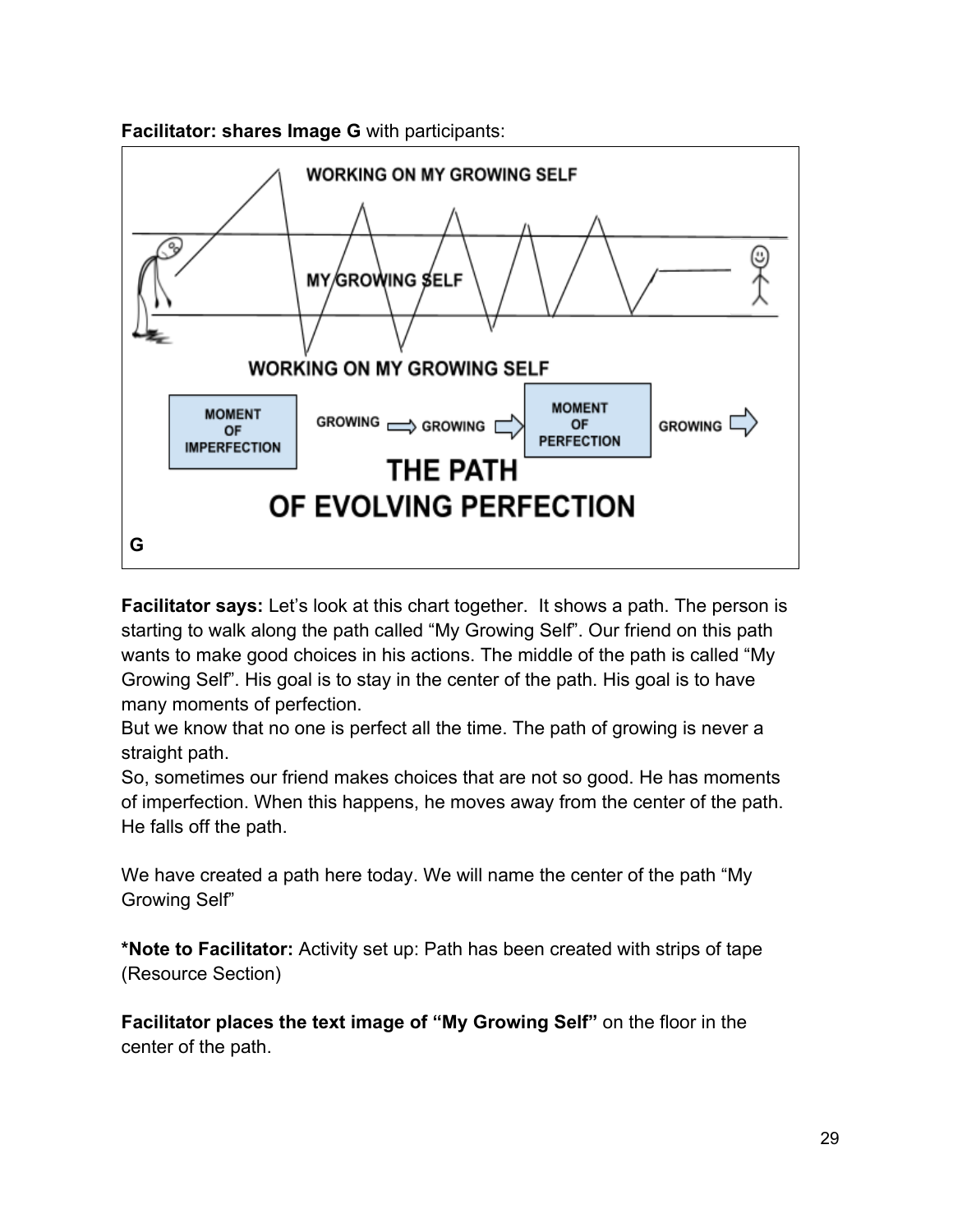**Facilitator: shares Image G** with participants:

WORKING ON MY GROWING SELF

MY GROWING SELF

WORKING ON MY GROWING SELF

MOMENT OF IMPERFECTION GROWING ⇒ GROWING ⇒ MOMENT OF PERFECTION GROWING ⇒

THE PATH OF EVOLVING PERFECTION

G

**Facilitator says:** Let's look at this chart together. It shows a path. The person is starting to walk along the path called "My Growing Self". Our friend on this path wants to make good choices in his actions. The middle of the path is called "My Growing Self". His goal is to stay in the center of the path. His goal is to have many moments of perfection.

But we know that no one is perfect all the time. The path of growing is never a straight path.

So, sometimes our friend makes choices that are not so good. He has moments of imperfection. When this happens, he moves away from the center of the path. He falls off the path.

We have created a path here today. We will name the center of the path "My Growing Self"

***Note to Facilitator:** Activity set up: Path has been created with strips of tape (Resource Section)

**Facilitator places the text image of "My Growing Self"** on the floor in the center of the path.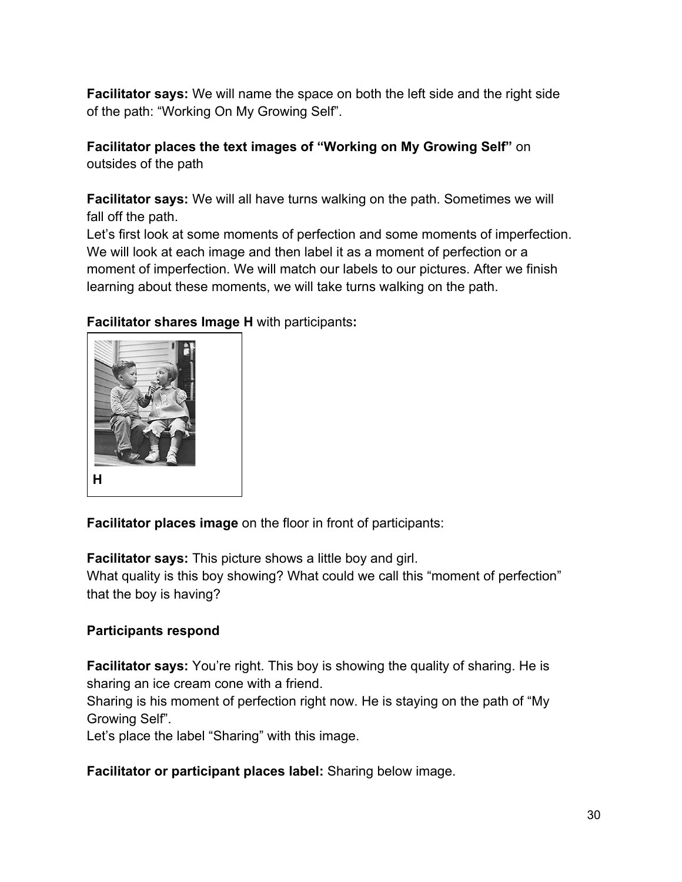**Facilitator says:** We will name the space on both the left side and the right side of the path: "Working On My Growing Self".

**Facilitator places the text images of "Working on My Growing Self"** on outsides of the path

**Facilitator says:** We will all have turns walking on the path. Sometimes we will fall off the path.
Let's first look at some moments of perfection and some moments of imperfection. We will look at each image and then label it as a moment of perfection or a moment of imperfection. We will match our labels to our pictures. After we finish learning about these moments, we will take turns walking on the path.

**Facilitator shares Image H** with participants**:**

H

**Facilitator places image** on the floor in front of participants:

**Facilitator says:** This picture shows a little boy and girl.
What quality is this boy showing? What could we call this "moment of perfection" that the boy is having?

**Participants respond**

**Facilitator says:** You're right. This boy is showing the quality of sharing. He is sharing an ice cream cone with a friend.
Sharing is his moment of perfection right now. He is staying on the path of "My Growing Self".
Let's place the label "Sharing" with this image.

**Facilitator or participant places label:** Sharing below image.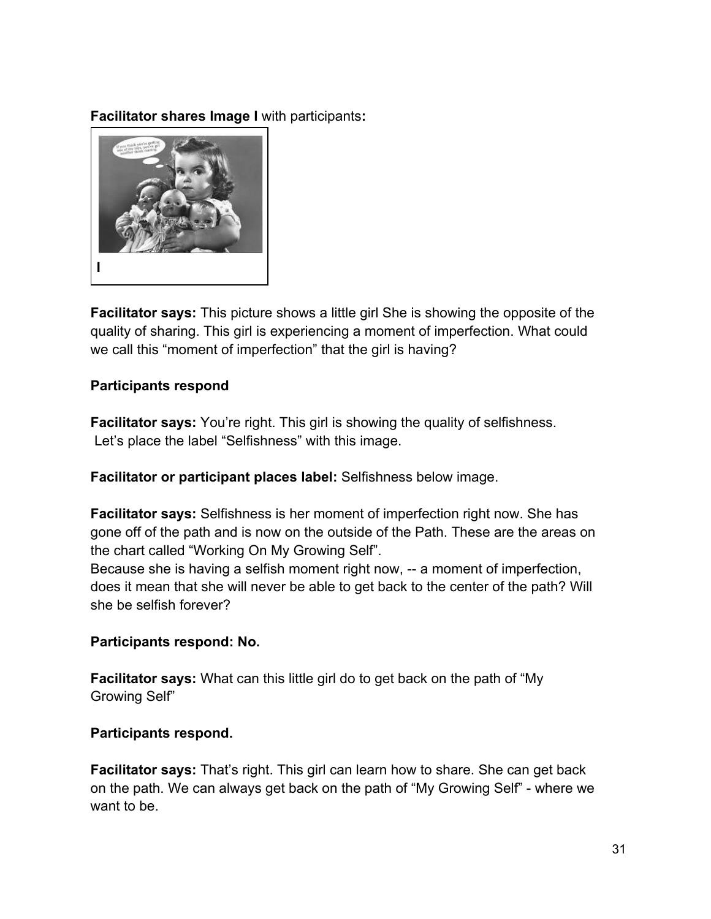**Facilitator shares Image I** with participants**:**

I

**Facilitator says:** This picture shows a little girl She is showing the opposite of the quality of sharing. This girl is experiencing a moment of imperfection. What could we call this "moment of imperfection" that the girl is having?

**Participants respond**

**Facilitator says:** You're right. This girl is showing the quality of selfishness. Let's place the label "Selfishness" with this image.

**Facilitator or participant places label:** Selfishness below image.

**Facilitator says:** Selfishness is her moment of imperfection right now. She has gone off of the path and is now on the outside of the Path. These are the areas on the chart called "Working On My Growing Self".
Because she is having a selfish moment right now, -- a moment of imperfection, does it mean that she will never be able to get back to the center of the path? Will she be selfish forever?

**Participants respond: No.**

**Facilitator says:** What can this little girl do to get back on the path of "My Growing Self"

**Participants respond.**

**Facilitator says:** That's right. This girl can learn how to share. She can get back on the path. We can always get back on the path of "My Growing Self" - where we want to be.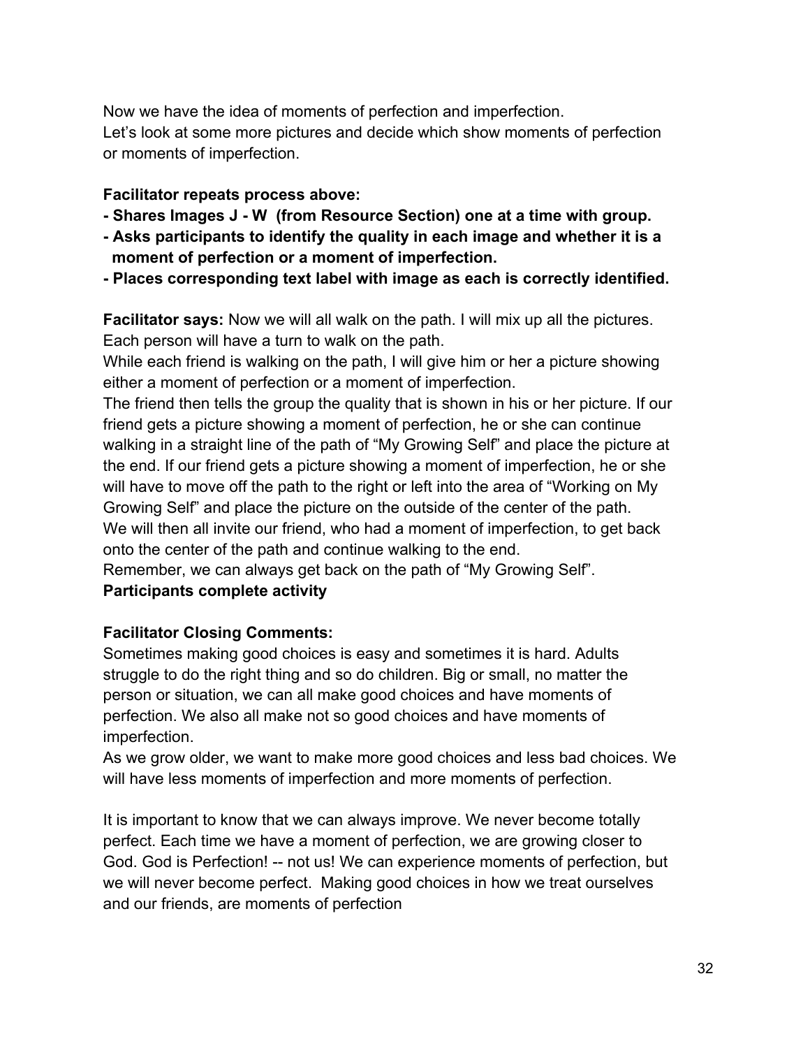Now we have the idea of moments of perfection and imperfection.
Let's look at some more pictures and decide which show moments of perfection or moments of imperfection.

**Facilitator repeats process above:**
**- Shares Images J - W (from Resource Section) one at a time with group.**
**- Asks participants to identify the quality in each image and whether it is a moment of perfection or a moment of imperfection.**
**- Places corresponding text label with image as each is correctly identified.**

**Facilitator says:** Now we will all walk on the path. I will mix up all the pictures. Each person will have a turn to walk on the path.
While each friend is walking on the path, I will give him or her a picture showing either a moment of perfection or a moment of imperfection.
The friend then tells the group the quality that is shown in his or her picture. If our friend gets a picture showing a moment of perfection, he or she can continue walking in a straight line of the path of "My Growing Self" and place the picture at the end. If our friend gets a picture showing a moment of imperfection, he or she will have to move off the path to the right or left into the area of "Working on My Growing Self" and place the picture on the outside of the center of the path.
We will then all invite our friend, who had a moment of imperfection, to get back onto the center of the path and continue walking to the end.
Remember, we can always get back on the path of "My Growing Self".
**Participants complete activity**

**Facilitator Closing Comments:**
Sometimes making good choices is easy and sometimes it is hard. Adults struggle to do the right thing and so do children. Big or small, no matter the person or situation, we can all make good choices and have moments of perfection. We also all make not so good choices and have moments of imperfection.
As we grow older, we want to make more good choices and less bad choices. We will have less moments of imperfection and more moments of perfection.

It is important to know that we can always improve. We never become totally perfect. Each time we have a moment of perfection, we are growing closer to God. God is Perfection! -- not us! We can experience moments of perfection, but we will never become perfect. Making good choices in how we treat ourselves and our friends, are moments of perfection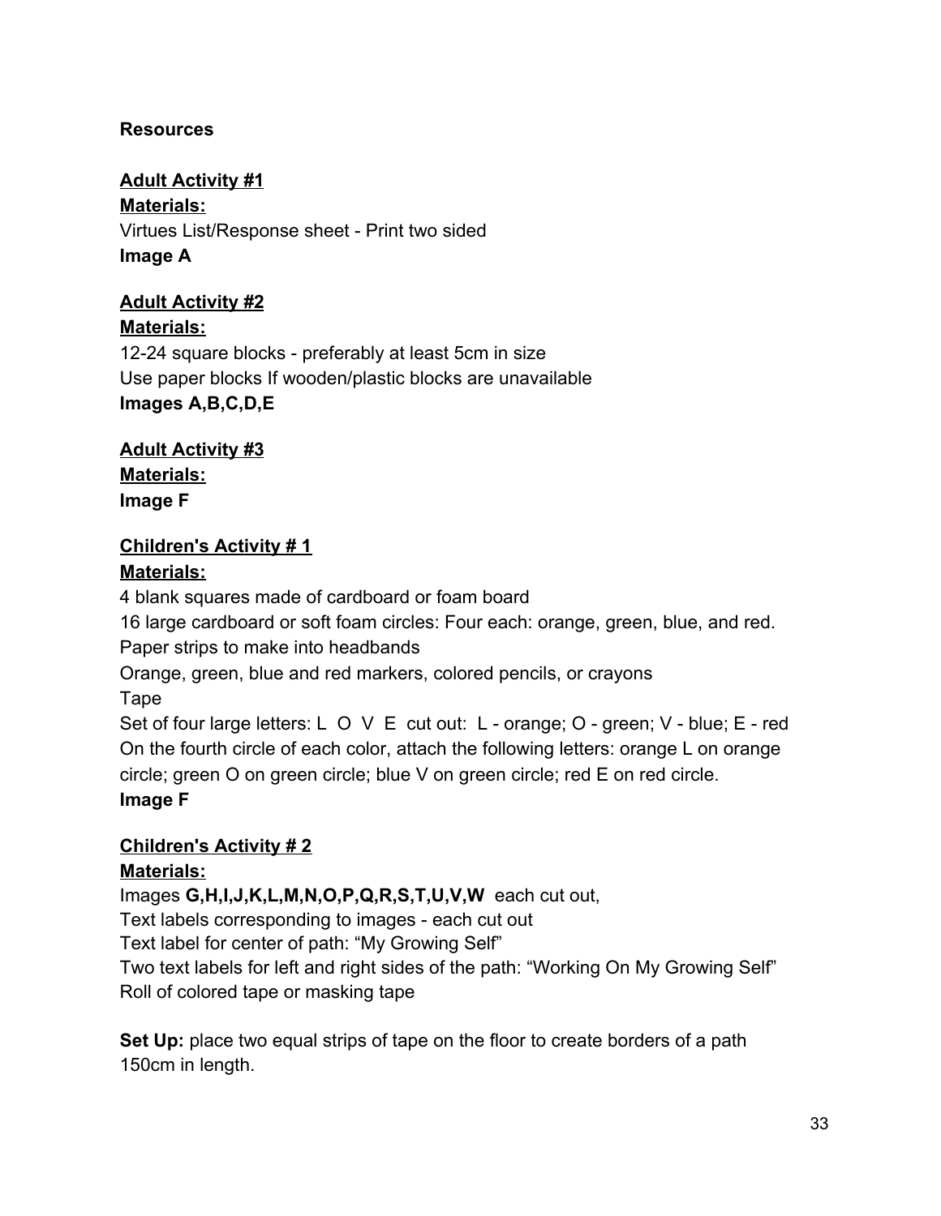**Resources**

**<u>Adult Activity #1</u>**
**<u>Materials:</u>**
Virtues List/Response sheet - Print two sided
**Image A**

**<u>Adult Activity #2</u>**
**<u>Materials:</u>**
12-24 square blocks - preferably at least 5cm in size
Use paper blocks If wooden/plastic blocks are unavailable
**Images A,B,C,D,E**

**<u>Adult Activity #3</u>**
**<u>Materials:</u>**
**Image F**

**<u>Children's Activity # 1</u>**
**<u>Materials:</u>**
4 blank squares made of cardboard or foam board
16 large cardboard or soft foam circles: Four each: orange, green, blue, and red.
Paper strips to make into headbands
Orange, green, blue and red markers, colored pencils, or crayons
Tape
Set of four large letters: L O V E cut out: L - orange; O - green; V - blue; E - red
On the fourth circle of each color, attach the following letters: orange L on orange circle; green O on green circle; blue V on green circle; red E on red circle.
**Image F**

**<u>Children's Activity # 2</u>**
**<u>Materials:</u>**
Images **G,H,I,J,K,L,M,N,O,P,Q,R,S,T,U,V,W** each cut out,
Text labels corresponding to images - each cut out
Text label for center of path: "My Growing Self"
Two text labels for left and right sides of the path: "Working On My Growing Self"
Roll of colored tape or masking tape

**Set Up:** place two equal strips of tape on the floor to create borders of a path 150cm in length.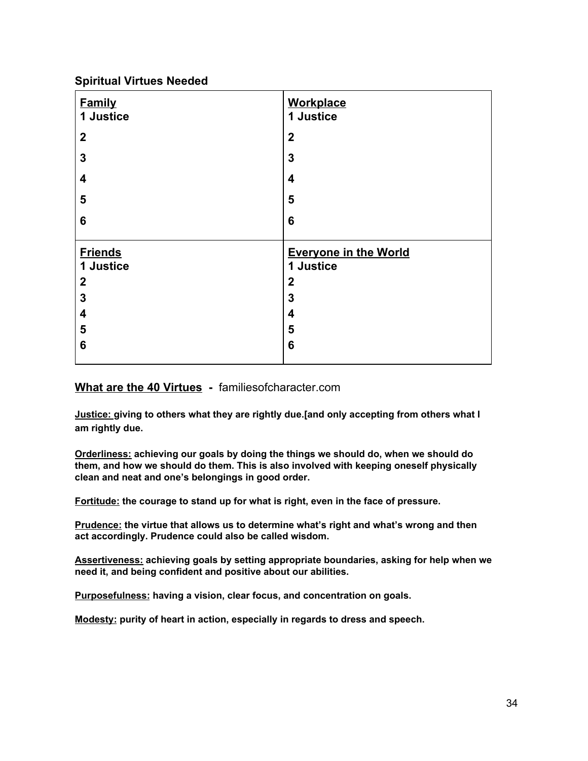**Spiritual Virtues Needed**

| **Family** | **Workplace** |
| --- | --- |
| **1 Justice** | **1 Justice** |
| **2** | **2** |
| **3** | **3** |
| **4** | **4** |
| **5** | **5** |
| **6** | **6** |
| **Friends** | **Everyone in the World** |
| **1 Justice** | **1 Justice** |
| **2** | **2** |
| **3** | **3** |
| **4** | **4** |
| **5** | **5** |
| **6** | **6** |

## **What are the 40 Virtues** - familiesofcharacter.com

**Justice: giving to others what they are rightly due.[and only accepting from others what I am rightly due.**

**Orderliness: achieving our goals by doing the things we should do, when we should do them, and how we should do them. This is also involved with keeping oneself physically clean and neat and one's belongings in good order.**

**Fortitude: the courage to stand up for what is right, even in the face of pressure.**

**Prudence: the virtue that allows us to determine what's right and what's wrong and then act accordingly. Prudence could also be called wisdom.**

**Assertiveness: achieving goals by setting appropriate boundaries, asking for help when we need it, and being confident and positive about our abilities.**

**Purposefulness: having a vision, clear focus, and concentration on goals.**

**Modesty: purity of heart in action, especially in regards to dress and speech.**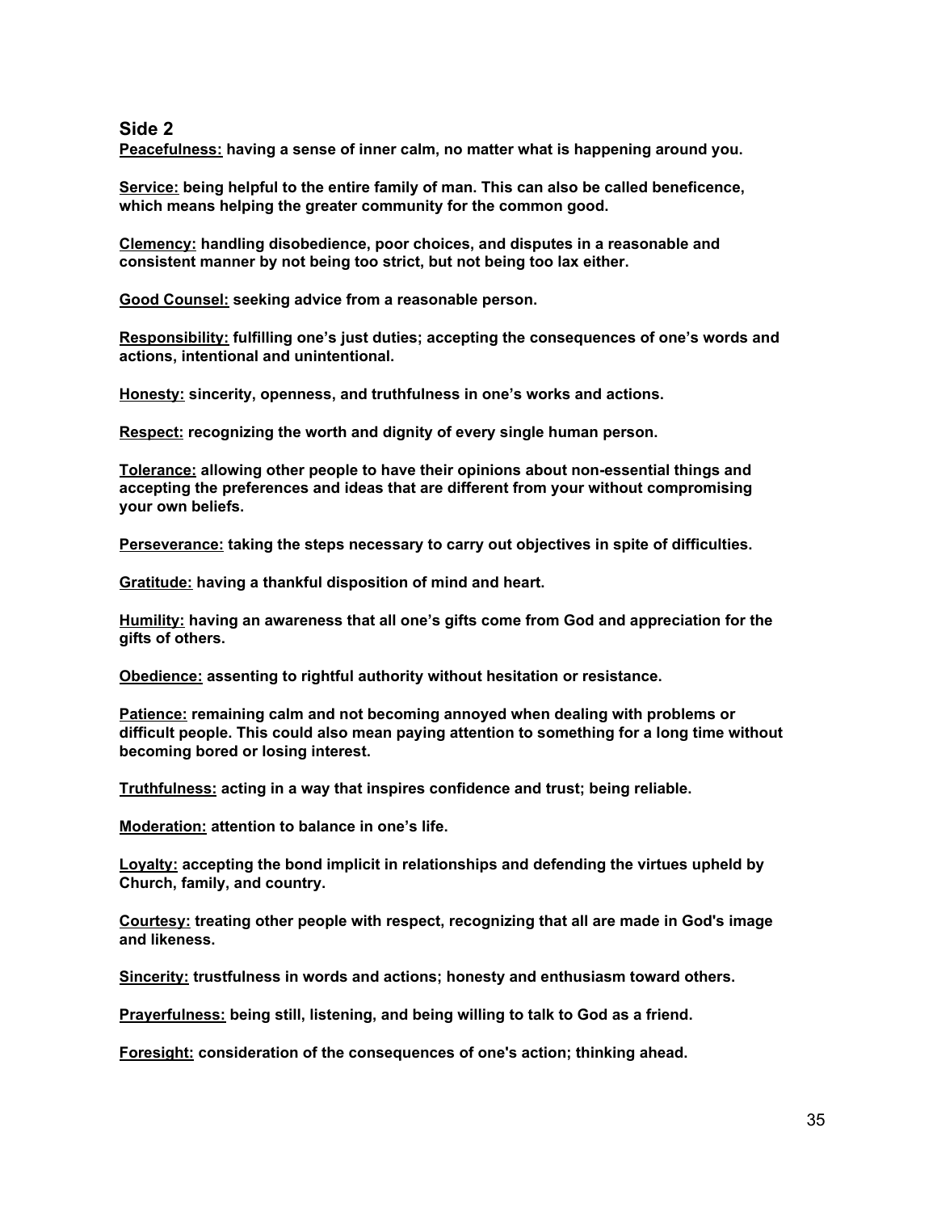## Side 2

**<u>Peacefulness:</u> having a sense of inner calm, no matter what is happening around you.**

**<u>Service:</u> being helpful to the entire family of man. This can also be called beneficence, which means helping the greater community for the common good.**

**<u>Clemency:</u> handling disobedience, poor choices, and disputes in a reasonable and consistent manner by not being too strict, but not being too lax either.**

**<u>Good Counsel:</u> seeking advice from a reasonable person.**

**<u>Responsibility:</u> fulfilling one's just duties; accepting the consequences of one's words and actions, intentional and unintentional.**

**<u>Honesty:</u> sincerity, openness, and truthfulness in one's works and actions.**

**<u>Respect:</u> recognizing the worth and dignity of every single human person.**

**<u>Tolerance:</u> allowing other people to have their opinions about non-essential things and accepting the preferences and ideas that are different from your without compromising your own beliefs.**

**<u>Perseverance:</u> taking the steps necessary to carry out objectives in spite of difficulties.**

**<u>Gratitude:</u> having a thankful disposition of mind and heart.**

**<u>Humility:</u> having an awareness that all one's gifts come from God and appreciation for the gifts of others.**

**<u>Obedience:</u> assenting to rightful authority without hesitation or resistance.**

**<u>Patience:</u> remaining calm and not becoming annoyed when dealing with problems or difficult people. This could also mean paying attention to something for a long time without becoming bored or losing interest.**

**<u>Truthfulness:</u> acting in a way that inspires confidence and trust; being reliable.**

**<u>Moderation:</u> attention to balance in one's life.**

**<u>Loyalty:</u> accepting the bond implicit in relationships and defending the virtues upheld by Church, family, and country.**

**<u>Courtesy:</u> treating other people with respect, recognizing that all are made in God's image and likeness.**

**<u>Sincerity:</u> trustfulness in words and actions; honesty and enthusiasm toward others.**

**<u>Prayerfulness:</u> being still, listening, and being willing to talk to God as a friend.**

**<u>Foresight:</u> consideration of the consequences of one's action; thinking ahead.**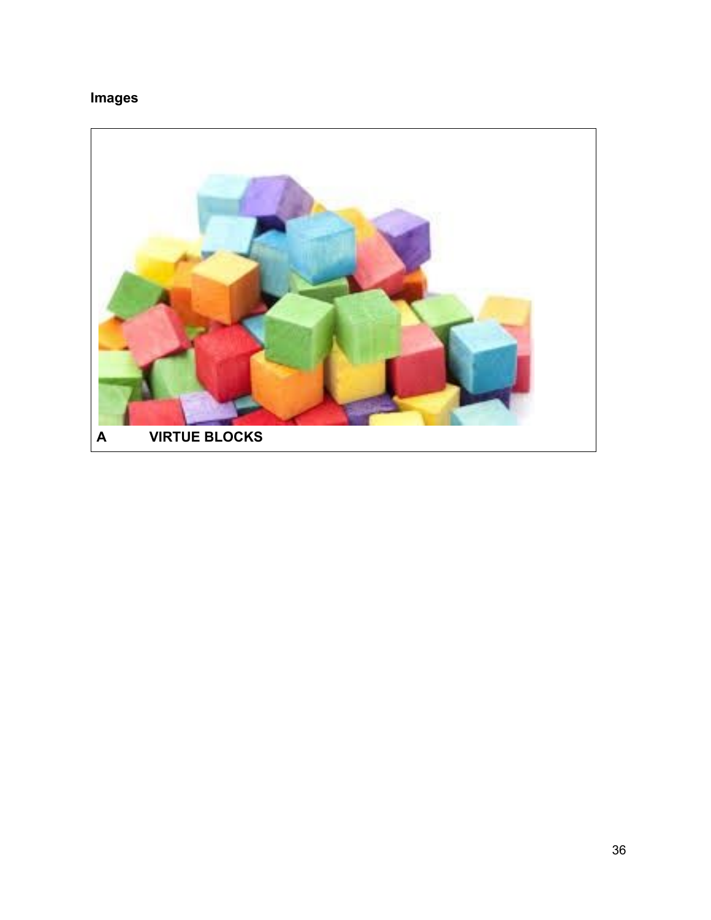**Images**

**A VIRTUE BLOCKS**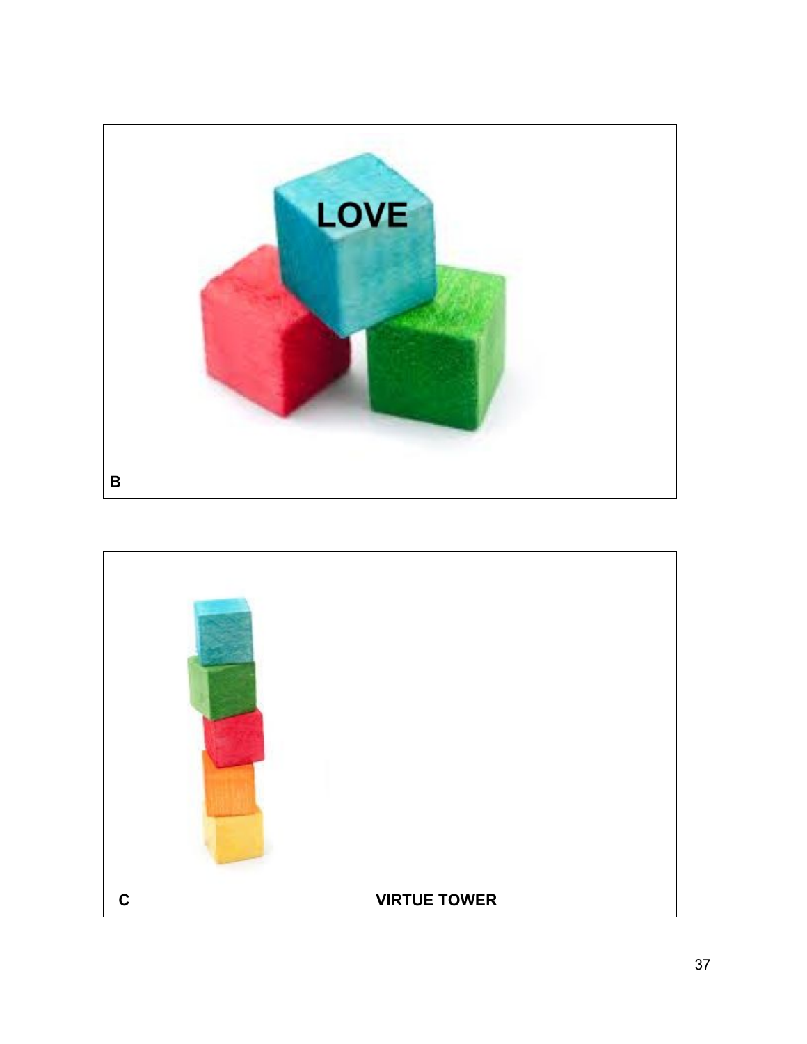LOVE

B

C

VIRTUE TOWER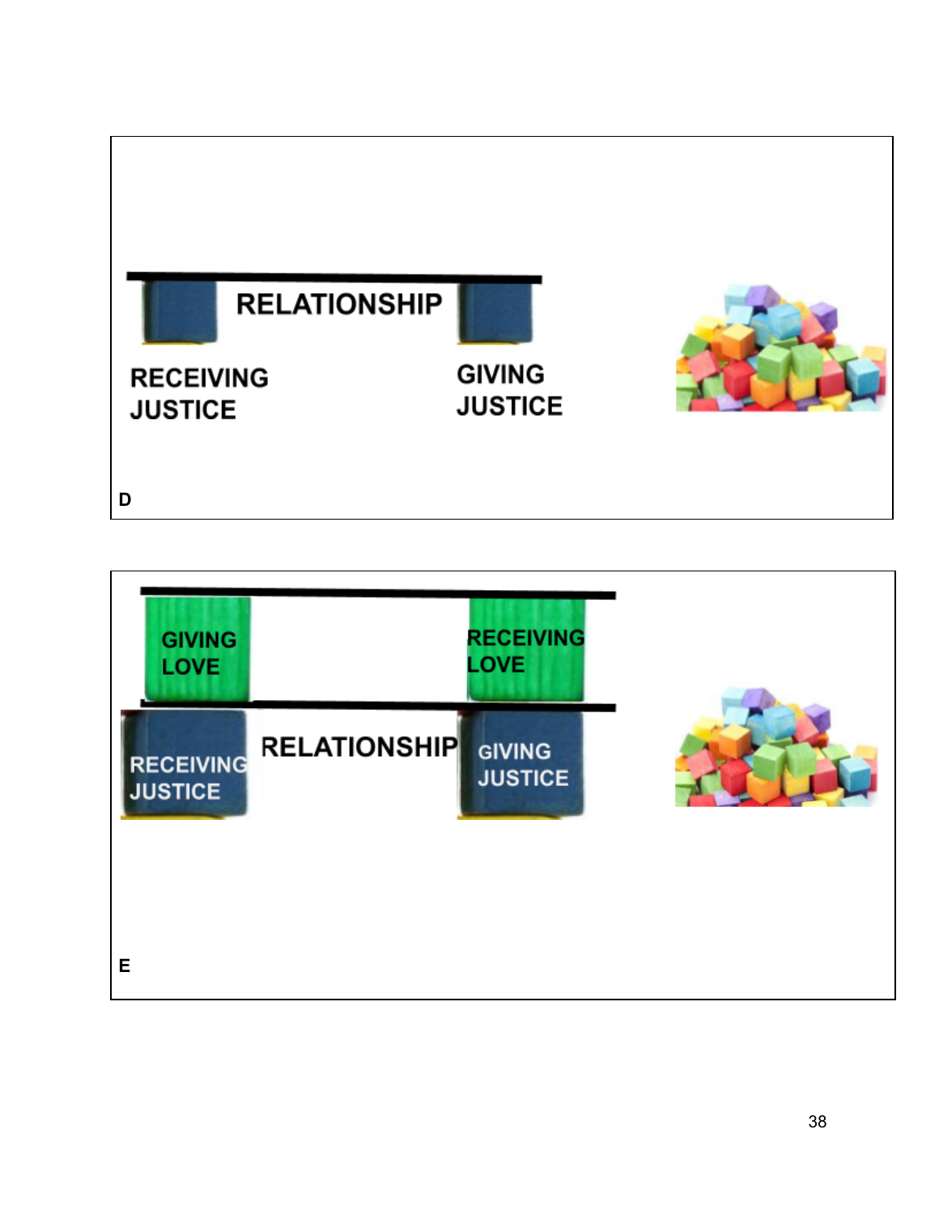RELATIONSHIP

RECEIVING JUSTICE

GIVING JUSTICE

D

GIVING LOVE

RECEIVING LOVE

RELATIONSHIP

RECEIVING JUSTICE

GIVING JUSTICE

E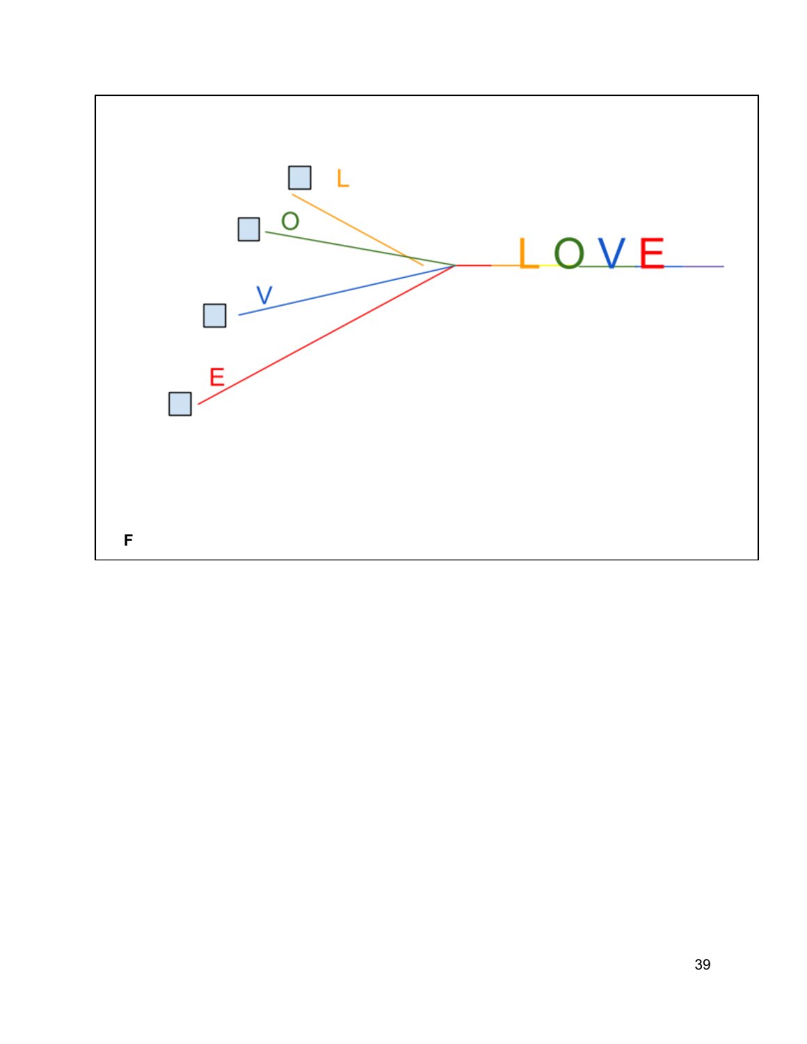L

O

V

E

LOVE

**F**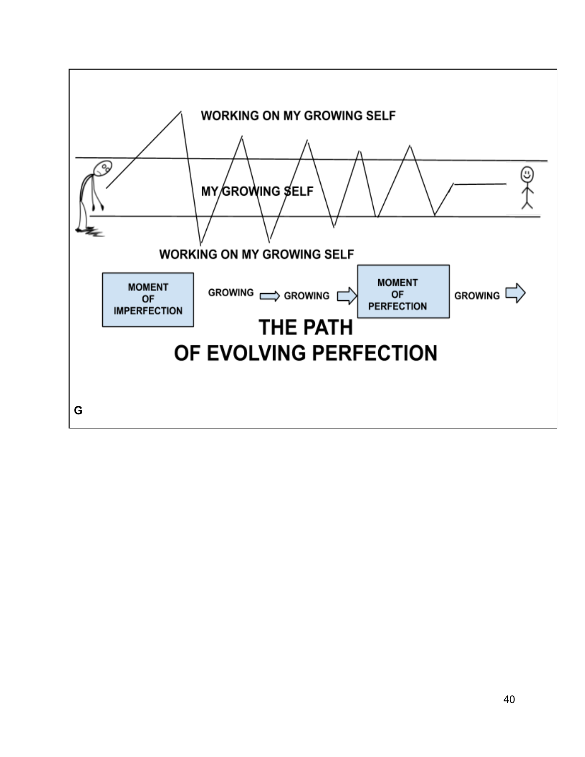WORKING ON MY GROWING SELF

MY GROWING SELF

WORKING ON MY GROWING SELF

MOMENT OF IMPERFECTION → GROWING → GROWING → MOMENT OF PERFECTION → GROWING →

**THE PATH OF EVOLVING PERFECTION**

**G**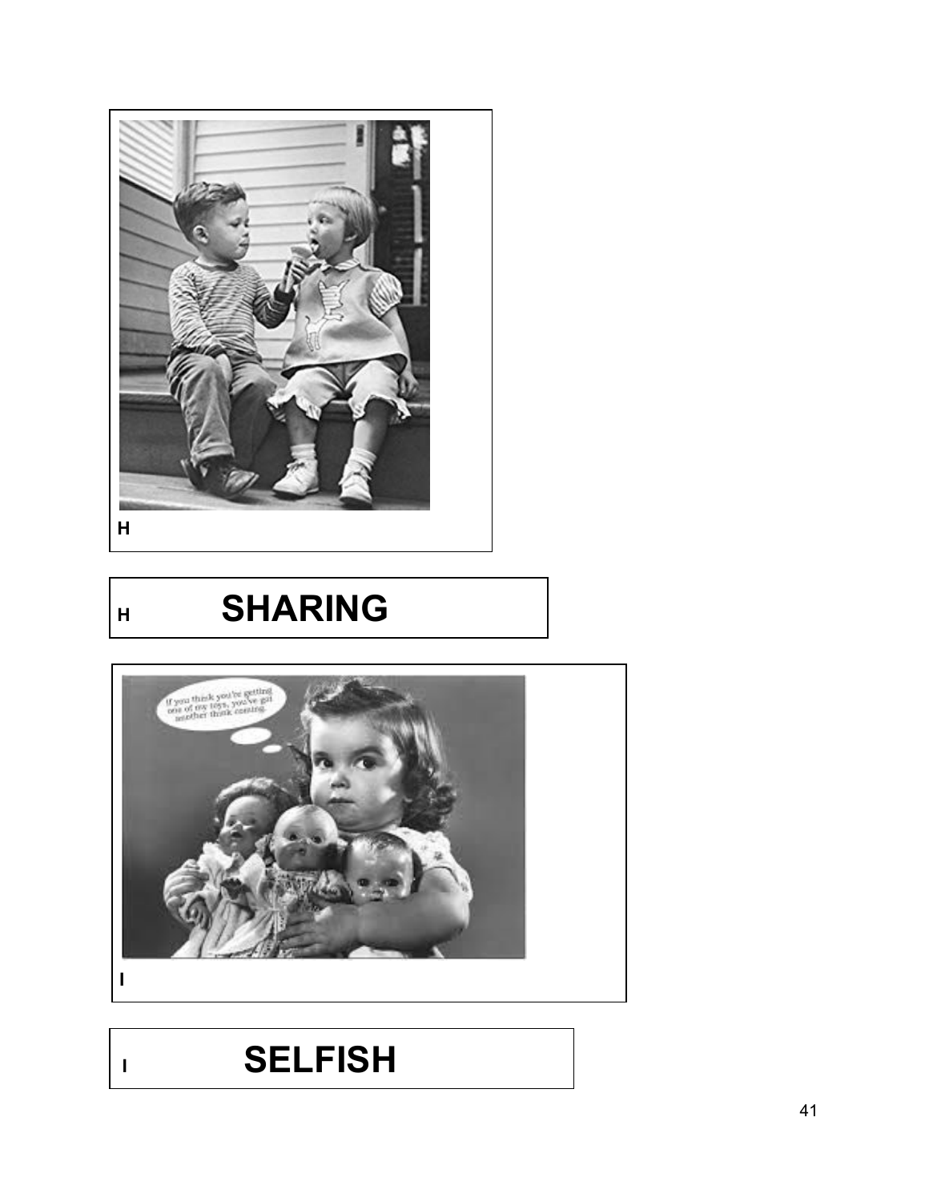H

H **SHARING**

I

I **SELFISH**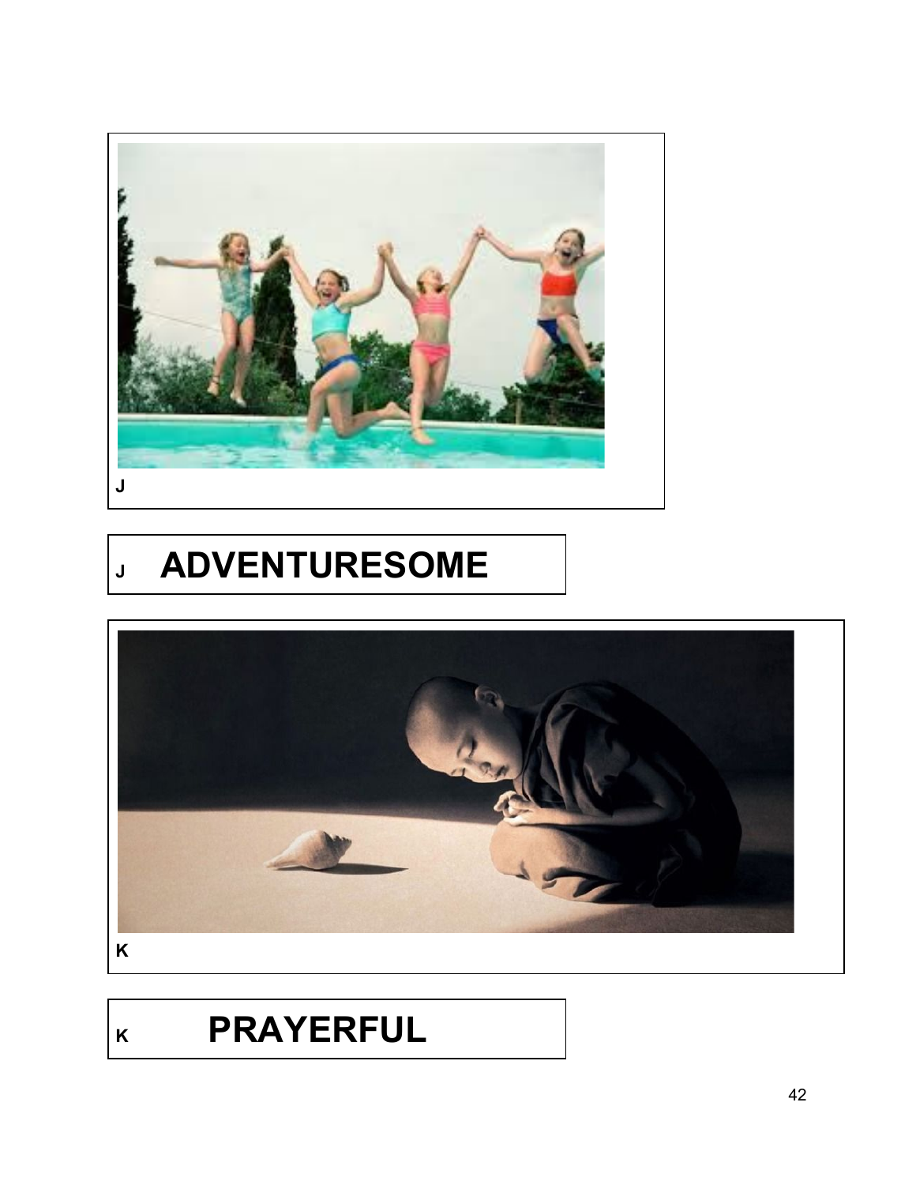J

J **ADVENTURESOME**

K

K **PRAYERFUL**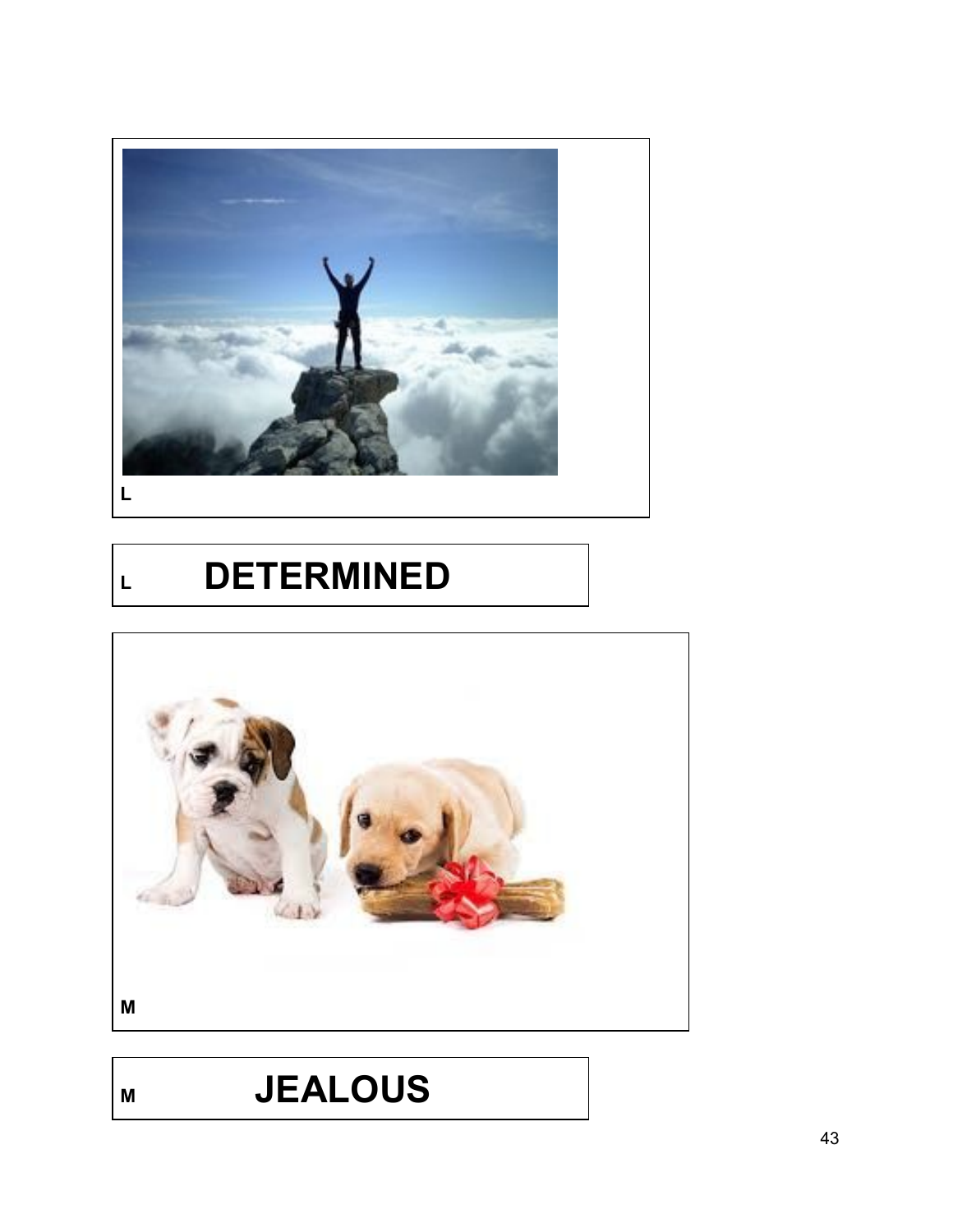L

L **DETERMINED**

M

M **JEALOUS**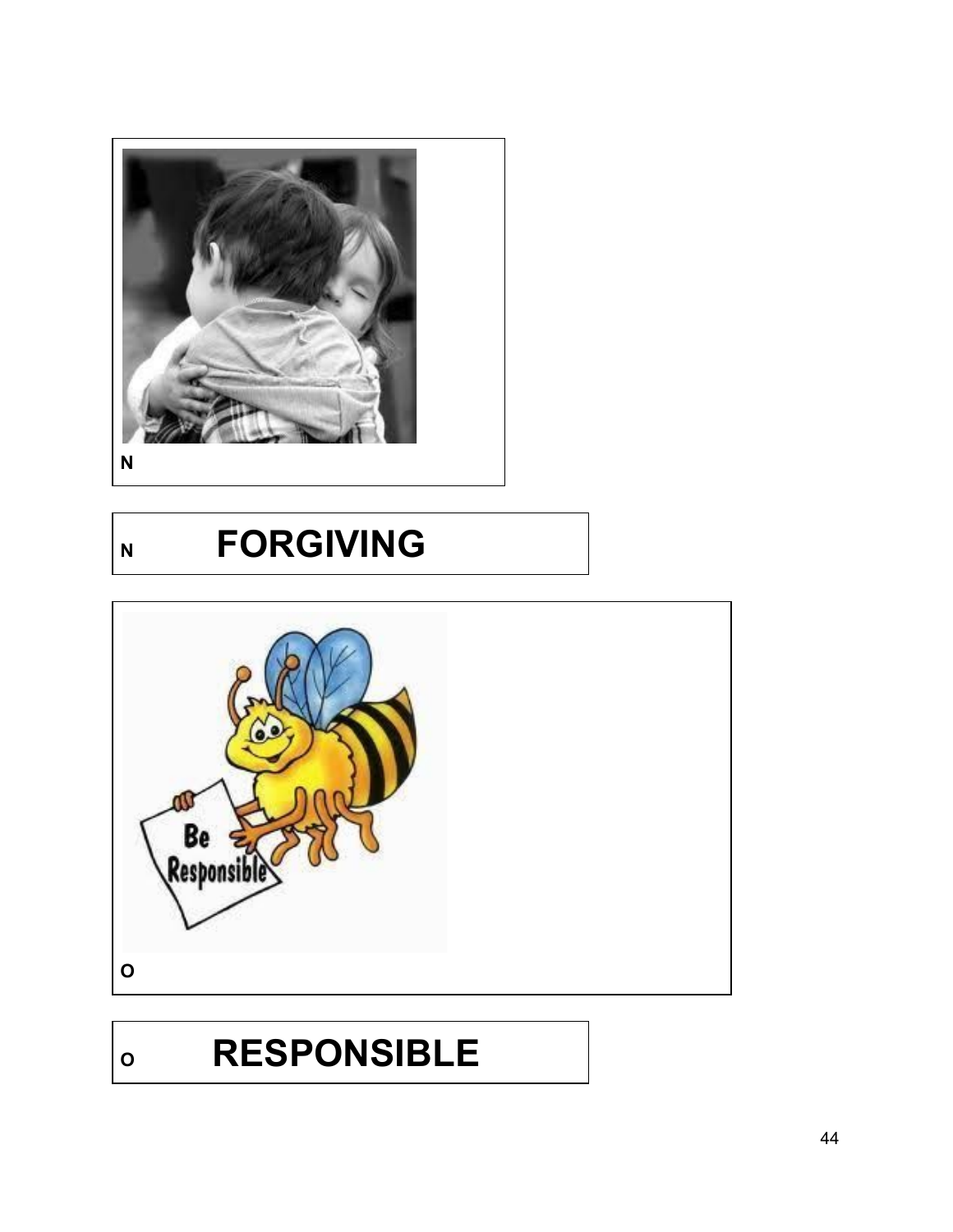N

N **FORGIVING**

O

O **RESPONSIBLE**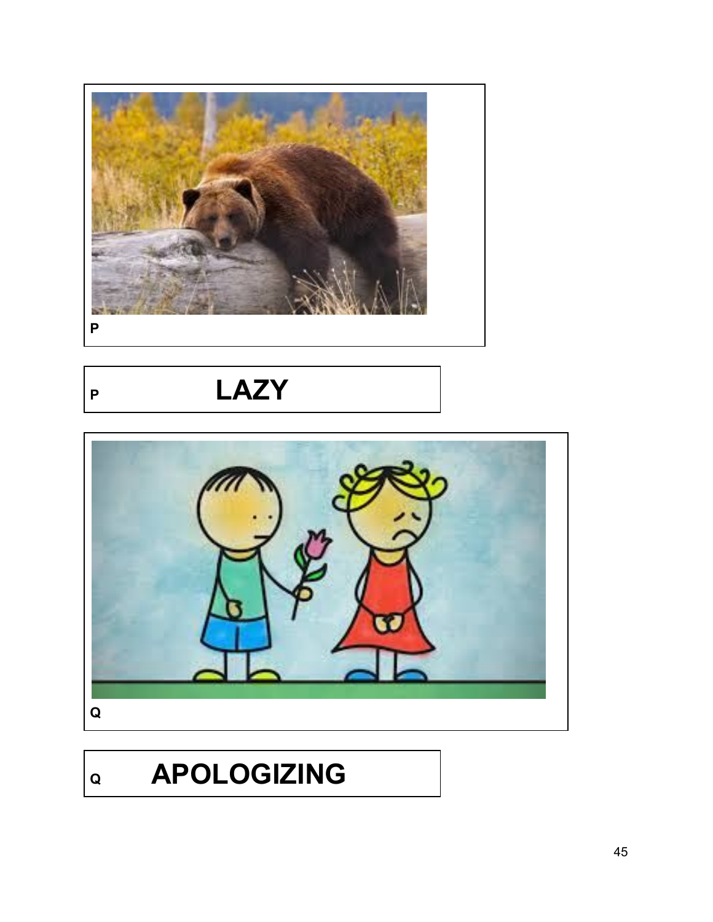P

P **LAZY**

Q

Q **APOLOGIZING**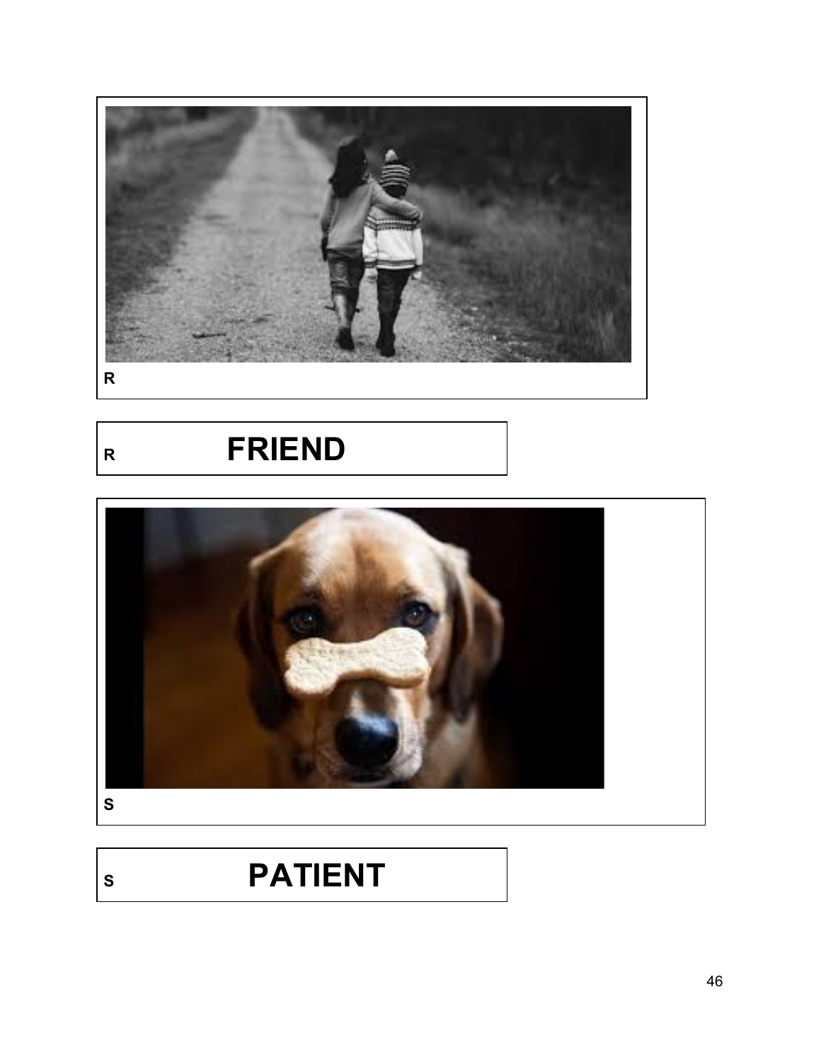R

R **FRIEND**

S

S **PATIENT**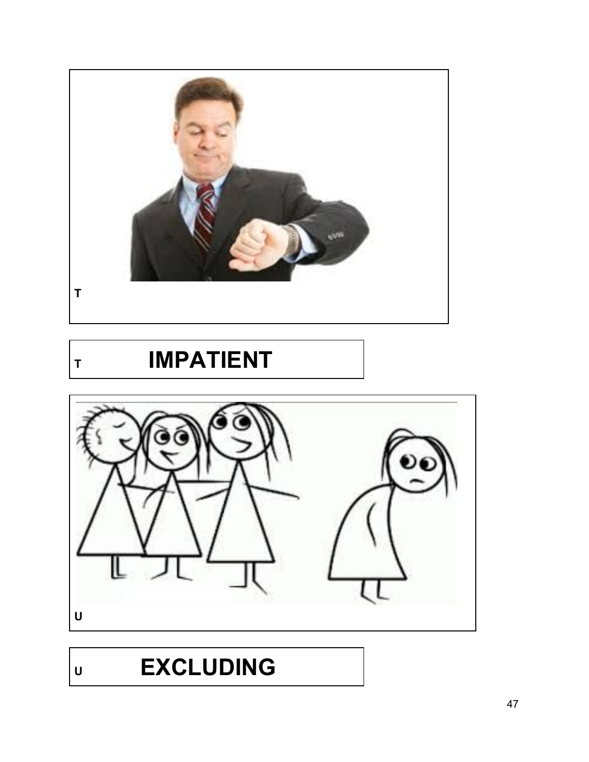T

T **IMPATIENT**

U

U **EXCLUDING**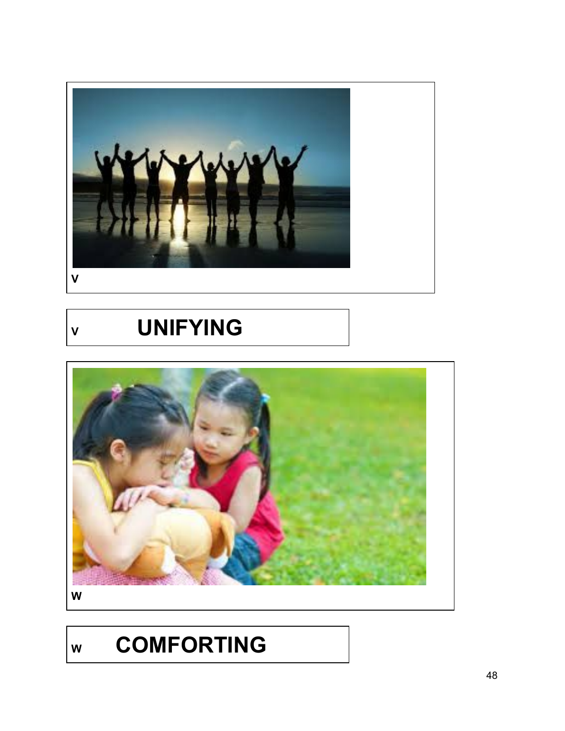V

V UNIFYING

W

W COMFORTING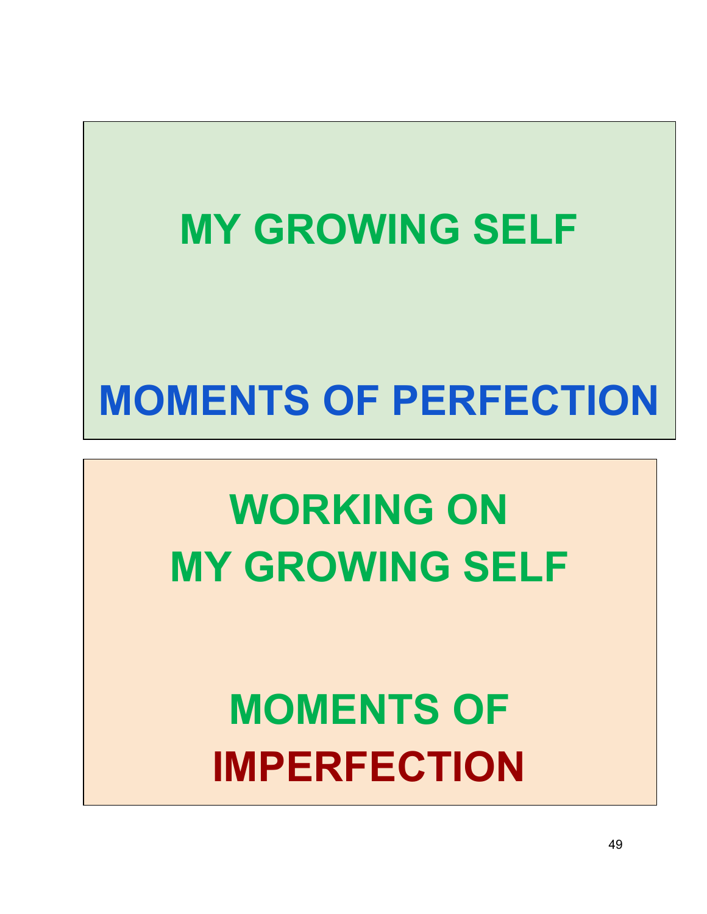**MY GROWING SELF**

**MOMENTS OF PERFECTION**

**WORKING ON**
**MY GROWING SELF**

**MOMENTS OF**
**IMPERFECTION**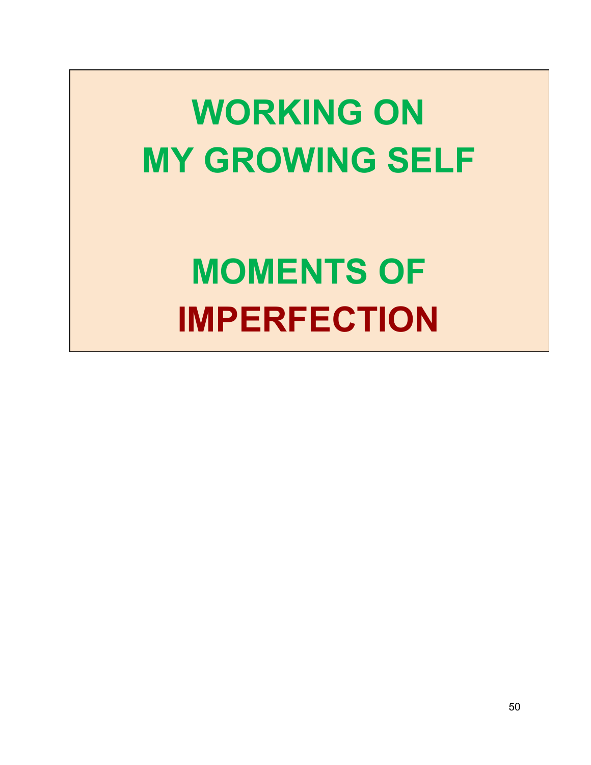# WORKING ON MY GROWING SELF

# MOMENTS OF IMPERFECTION